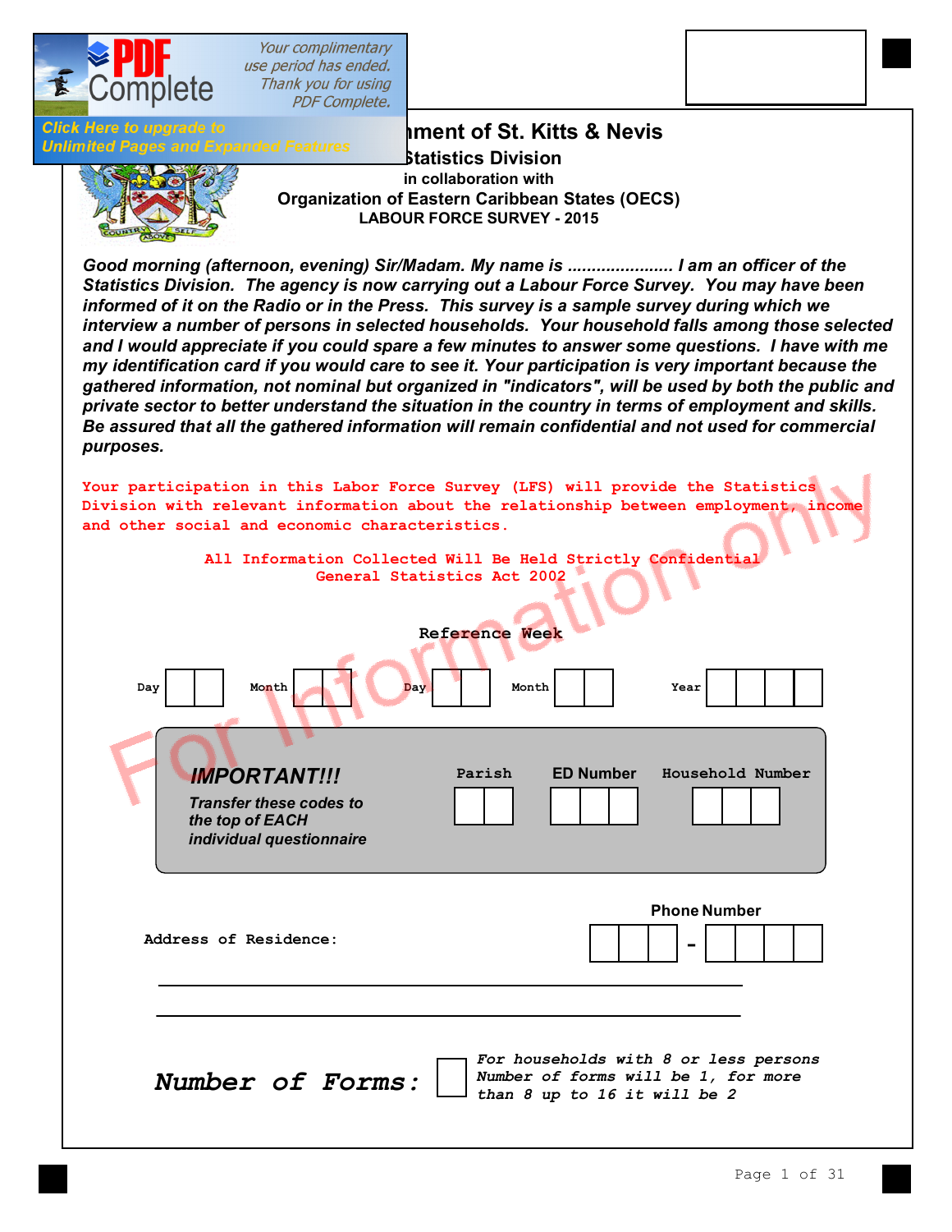# ...nment of St. Kitts & Nevis

## Statistics Division

in collaboration with

## Organization of Eastern Caribbean States (OECS)

### LABOUR FORCE SURVEY - 2015

***Good morning (afternoon, evening) Sir/Madam. My name is ..................... I am an officer of the Statistics Division. The agency is now carrying out a Labour Force Survey. You may have been informed of it on the Radio or in the Press. This survey is a sample survey during which we interview a number of persons in selected households. Your household falls among those selected and I would appreciate if you could spare a few minutes to answer some questions. I have with me my identification card if you would care to see it. Your participation is very important because the gathered information, not nominal but organized in "indicators", will be used by both the public and private sector to better understand the situation in the country in terms of employment and skills. Be assured that all the gathered information will remain confidential and not used for commercial purposes.***

Your participation in this Labor Force Survey (LFS) will provide the Statistics Division with relevant information about the relationship between employment, income and other social and economic characteristics.

**All Information Collected Will Be Held Strictly Confidential**
**General Statistics Act 2002**

**Reference Week**

Day [ | ] Month [ | ] Day [ | ] Month [ | ] Year [ | | | ]

***IMPORTANT!!!***
*Transfer these codes to the top of EACH individual questionnaire*

| Parish | ED Number | Household Number |
|---|---|---|
| [ \| ] | [ \| \| ] | [ \| \| ] |

**Phone Number** [ | | ] - [ | | | ]

**Address of Residence:**

______________________________________________

______________________________________________

***Number of Forms:*** [ ] *For households with 8 or less persons Number of forms will be 1, for more than 8 up to 16 it will be 2*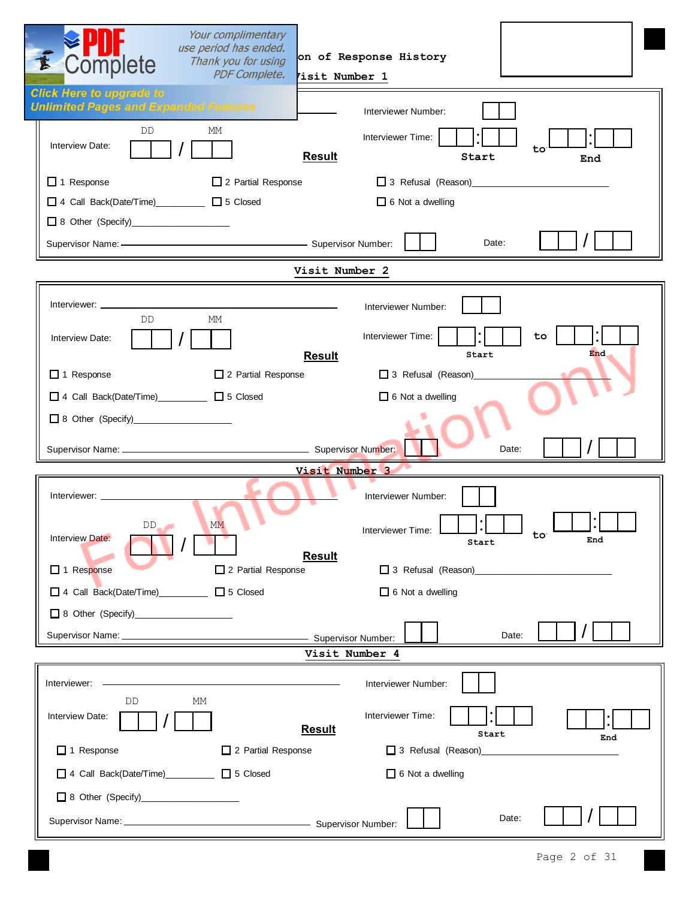## ...on of Response History

### Visit Number 1

Interviewer: ____________________ Interviewer Number: [ ][ ]

Interview Date: DD [ ][ ] / MM [ ][ ]

Interviewer Time: [ ][ ] : [ ][ ] Start to [ ][ ] : [ ][ ] End

**Result**

☐ 1 Response ☐ 2 Partial Response ☐ 3 Refusal (Reason)____________________

☐ 4 Call Back(Date/Time)__________ ☐ 5 Closed ☐ 6 Not a dwelling

☐ 8 Other (Specify)____________________

Supervisor Name: ____________________ Supervisor Number: [ ][ ] Date: [ ][ ] / [ ][ ]

### Visit Number 2

Interviewer: ____________________ Interviewer Number: [ ][ ]

Interview Date: DD [ ][ ] / MM [ ][ ]

Interviewer Time: [ ][ ] : [ ][ ] Start to [ ][ ] : [ ][ ] End

**Result**

☐ 1 Response ☐ 2 Partial Response ☐ 3 Refusal (Reason)____________________

☐ 4 Call Back(Date/Time)__________ ☐ 5 Closed ☐ 6 Not a dwelling

☐ 8 Other (Specify)____________________

Supervisor Name: ____________________ Supervisor Number: [ ][ ] Date: [ ][ ] / [ ][ ]

### Visit Number 3

Interviewer: ____________________ Interviewer Number: [ ][ ]

Interview Date: DD [ ][ ] / MM [ ][ ]

Interviewer Time: [ ][ ] : [ ][ ] Start to [ ][ ] : [ ][ ] End

**Result**

☐ 1 Response ☐ 2 Partial Response ☐ 3 Refusal (Reason)____________________

☐ 4 Call Back(Date/Time)__________ ☐ 5 Closed ☐ 6 Not a dwelling

☐ 8 Other (Specify)____________________

Supervisor Name: ____________________ Supervisor Number: [ ][ ] Date: [ ][ ] / [ ][ ]

### Visit Number 4

Interviewer: ____________________ Interviewer Number: [ ][ ]

Interview Date: DD [ ][ ] / MM [ ][ ]

Interviewer Time: [ ][ ] : [ ][ ] Start [ ][ ] : [ ][ ] End

**Result**

☐ 1 Response ☐ 2 Partial Response ☐ 3 Refusal (Reason)____________________

☐ 4 Call Back(Date/Time)__________ ☐ 5 Closed ☐ 6 Not a dwelling

☐ 8 Other (Specify)____________________

Supervisor Name: ____________________ Supervisor Number: [ ][ ] Date: [ ][ ] / [ ][ ]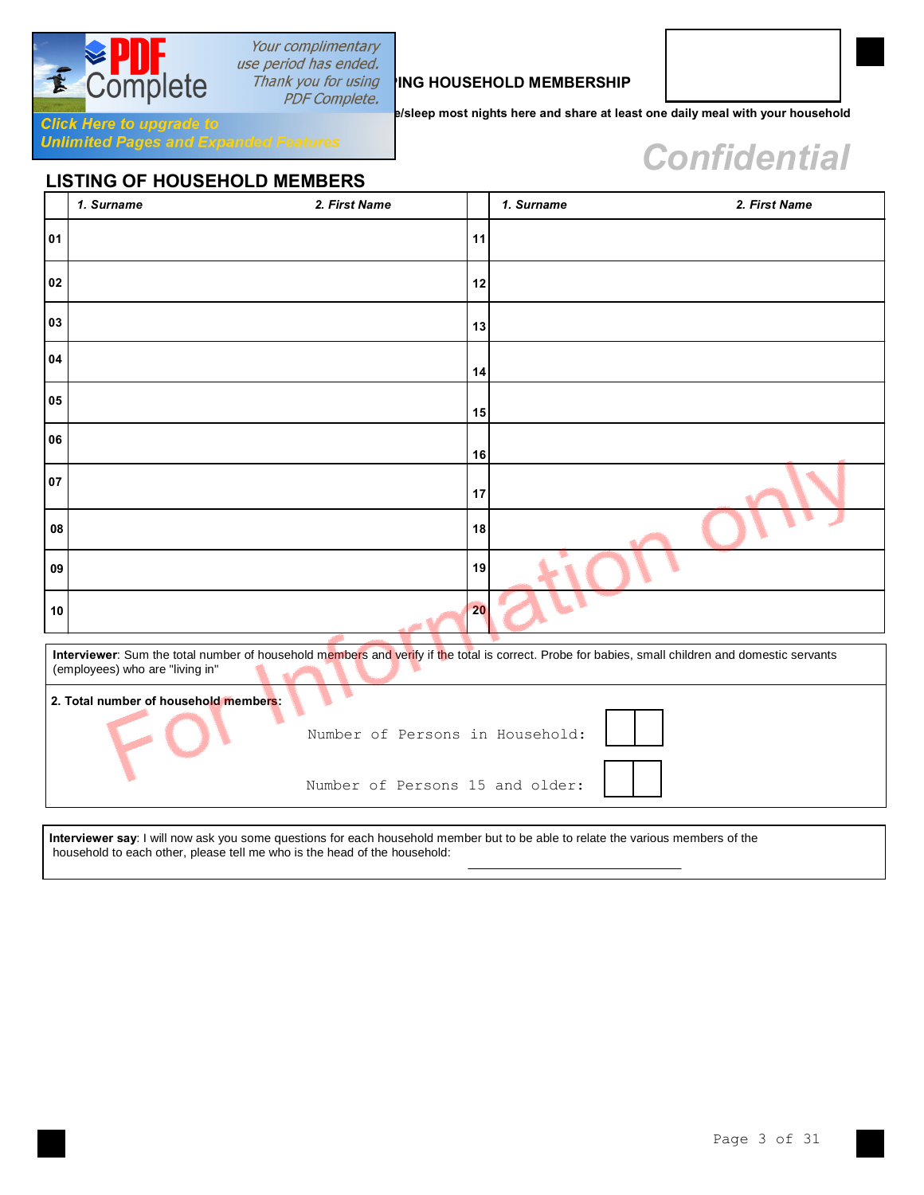ING HOUSEHOLD MEMBERSHIP

e/sleep most nights here and share at least one daily meal with your household

Confidential

## LISTING OF HOUSEHOLD MEMBERS

| | *1. Surname* | *2. First Name* | | *1. Surname* | *2. First Name* |
|---|---|---|---|---|---|
| **01** | | | **11** | | |
| **02** | | | **12** | | |
| **03** | | | **13** | | |
| **04** | | | **14** | | |
| **05** | | | **15** | | |
| **06** | | | **16** | | |
| **07** | | | **17** | | |
| **08** | | | **18** | | |
| **09** | | | **19** | | |
| **10** | | | **20** | | |

**Interviewer**: Sum the total number of household members and verify if the total is correct. Probe for babies, small children and domestic servants (employees) who are "living in"

**2. Total number of household members:**

Number of Persons in Household: ☐☐

Number of Persons 15 and older: ☐☐

**Interviewer say**: I will now ask you some questions for each household member but to be able to relate the various members of the household to each other, please tell me who is the head of the household: ______________________________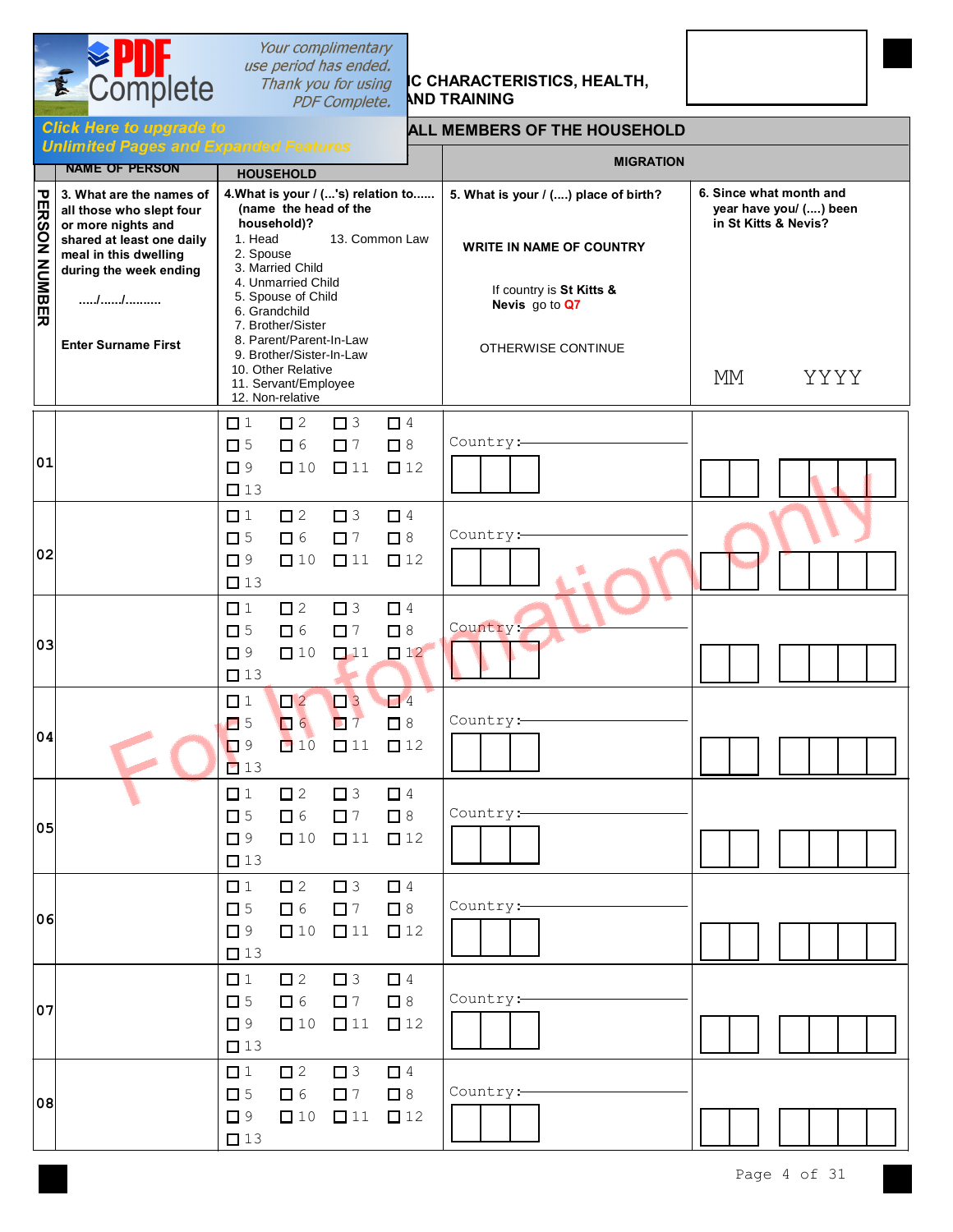## ...IC CHARACTERISTICS, HEALTH, ...AND TRAINING

### ...ALL MEMBERS OF THE HOUSEHOLD

| PERSON NUMBER | NAME OF PERSON | HOUSEHOLD | MIGRATION | |
|---|---|---|---|---|
| | 3. What are the names of all those who slept four or more nights and shared at least one daily meal in this dwelling during the week ending .…/……/………. **Enter Surname First** | 4. What is your / (...'s) relation to...... (name the head of the household)? 1. Head 2. Spouse 3. Married Child 4. Unmarried Child 5. Spouse of Child 6. Grandchild 7. Brother/Sister 8. Parent/Parent-In-Law 9. Brother/Sister-In-Law 10. Other Relative 11. Servant/Employee 12. Non-relative 13. Common Law | 5. What is your / (....) place of birth? WRITE IN NAME OF COUNTRY. If country is **St Kitts & Nevis** go to **Q7**. OTHERWISE CONTINUE | 6. Since what month and year have you/ (....) been in St Kitts & Nevis? MM YYYY |
| 01 | | ☐1 ☐2 ☐3 ☐4 ☐5 ☐6 ☐7 ☐8 ☐9 ☐10 ☐11 ☐12 ☐13 | Country: ______ ☐☐☐ | ☐☐ ☐☐☐☐ |
| 02 | | ☐1 ☐2 ☐3 ☐4 ☐5 ☐6 ☐7 ☐8 ☐9 ☐10 ☐11 ☐12 ☐13 | Country: ______ ☐☐☐ | ☐☐ ☐☐☐☐ |
| 03 | | ☐1 ☐2 ☐3 ☐4 ☐5 ☐6 ☐7 ☐8 ☐9 ☐10 ☐11 ☐12 ☐13 | Country: ______ ☐☐☐ | ☐☐ ☐☐☐☐ |
| 04 | | ☐1 ☐2 ☐3 ☐4 ☐5 ☐6 ☐7 ☐8 ☐9 ☐10 ☐11 ☐12 ☐13 | Country: ______ ☐☐☐ | ☐☐ ☐☐☐☐ |
| 05 | | ☐1 ☐2 ☐3 ☐4 ☐5 ☐6 ☐7 ☐8 ☐9 ☐10 ☐11 ☐12 ☐13 | Country: ______ ☐☐☐ | ☐☐ ☐☐☐☐ |
| 06 | | ☐1 ☐2 ☐3 ☐4 ☐5 ☐6 ☐7 ☐8 ☐9 ☐10 ☐11 ☐12 ☐13 | Country: ______ ☐☐☐ | ☐☐ ☐☐☐☐ |
| 07 | | ☐1 ☐2 ☐3 ☐4 ☐5 ☐6 ☐7 ☐8 ☐9 ☐10 ☐11 ☐12 ☐13 | Country: ______ ☐☐☐ | ☐☐ ☐☐☐☐ |
| 08 | | ☐1 ☐2 ☐3 ☐4 ☐5 ☐6 ☐7 ☐8 ☐9 ☐10 ☐11 ☐12 ☐13 | Country: ______ ☐☐☐ | ☐☐ ☐☐☐☐ |

For Information only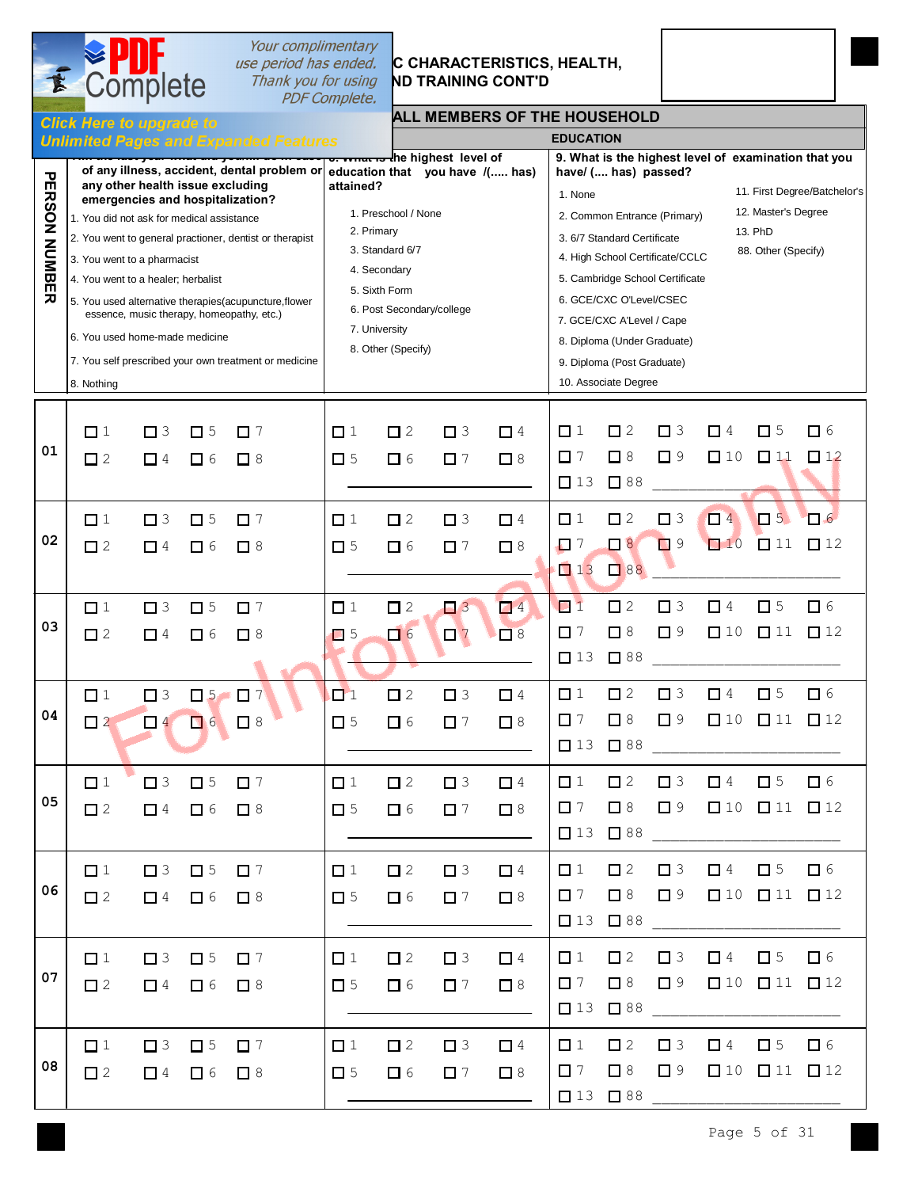## ...C CHARACTERISTICS, HEALTH, ...ND TRAINING CONT'D

### ...ALL MEMBERS OF THE HOUSEHOLD

#### EDUCATION

| PERSON NUMBER | ... of any illness, accident, dental problem or any other health issue excluding emergencies and hospitalization? | 8. What is the highest level of education that you have /(..... has) attained? | 9. What is the highest level of examination that you have/ (.... has) passed? |
|---|---|---|---|
| | 1. You did not ask for medical assistance<br>2. You went to general practioner, dentist or therapist<br>3. You went to a pharmacist<br>4. You went to a healer; herbalist<br>5. You used alternative therapies(acupuncture,flower essence, music therapy, homeopathy, etc.)<br>6. You used home-made medicine<br>7. You self prescribed your own treatment or medicine<br>8. Nothing | 1. Preschool / None<br>2. Primary<br>3. Standard 6/7<br>4. Secondary<br>5. Sixth Form<br>6. Post Secondary/college<br>7. University<br>8. Other (Specify) | 1. None<br>2. Common Entrance (Primary)<br>3. 6/7 Standard Certificate<br>4. High School Certificate/CCLC<br>5. Cambridge School Certificate<br>6. GCE/CXC O'Level/CSEC<br>7. GCE/CXC A'Level / Cape<br>8. Diploma (Under Graduate)<br>9. Diploma (Post Graduate)<br>10. Associate Degree<br>11. First Degree/Batchelor's<br>12. Master's Degree<br>13. PhD<br>88. Other (Specify) |
| 01 | ☐ 1 ☐ 3 ☐ 5 ☐ 7<br>☐ 2 ☐ 4 ☐ 6 ☐ 8 | ☐ 1 ☐ 2 ☐ 3 ☐ 4<br>☐ 5 ☐ 6 ☐ 7 ☐ 8<br>________ | ☐ 1 ☐ 2 ☐ 3 ☐ 4 ☐ 5 ☐ 6<br>☐ 7 ☐ 8 ☐ 9 ☐ 10 ☐ 11 ☐ 12<br>☐ 13 ☐ 88 ________ |
| 02 | ☐ 1 ☐ 3 ☐ 5 ☐ 7<br>☐ 2 ☐ 4 ☐ 6 ☐ 8 | ☐ 1 ☐ 2 ☐ 3 ☐ 4<br>☐ 5 ☐ 6 ☐ 7 ☐ 8<br>________ | ☐ 1 ☐ 2 ☐ 3 ☐ 4 ☐ 5 ☐ 6<br>☐ 7 ☐ 8 ☐ 9 ☐ 10 ☐ 11 ☐ 12<br>☐ 13 ☐ 88 ________ |
| 03 | ☐ 1 ☐ 3 ☐ 5 ☐ 7<br>☐ 2 ☐ 4 ☐ 6 ☐ 8 | ☐ 1 ☐ 2 ☐ 3 ☐ 4<br>☐ 5 ☐ 6 ☐ 7 ☐ 8<br>________ | ☐ 1 ☐ 2 ☐ 3 ☐ 4 ☐ 5 ☐ 6<br>☐ 7 ☐ 8 ☐ 9 ☐ 10 ☐ 11 ☐ 12<br>☐ 13 ☐ 88 ________ |
| 04 | ☐ 1 ☐ 3 ☐ 5 ☐ 7<br>☐ 2 ☐ 4 ☐ 6 ☐ 8 | ☐ 1 ☐ 2 ☐ 3 ☐ 4<br>☐ 5 ☐ 6 ☐ 7 ☐ 8<br>________ | ☐ 1 ☐ 2 ☐ 3 ☐ 4 ☐ 5 ☐ 6<br>☐ 7 ☐ 8 ☐ 9 ☐ 10 ☐ 11 ☐ 12<br>☐ 13 ☐ 88 ________ |
| 05 | ☐ 1 ☐ 3 ☐ 5 ☐ 7<br>☐ 2 ☐ 4 ☐ 6 ☐ 8 | ☐ 1 ☐ 2 ☐ 3 ☐ 4<br>☐ 5 ☐ 6 ☐ 7 ☐ 8<br>________ | ☐ 1 ☐ 2 ☐ 3 ☐ 4 ☐ 5 ☐ 6<br>☐ 7 ☐ 8 ☐ 9 ☐ 10 ☐ 11 ☐ 12<br>☐ 13 ☐ 88 ________ |
| 06 | ☐ 1 ☐ 3 ☐ 5 ☐ 7<br>☐ 2 ☐ 4 ☐ 6 ☐ 8 | ☐ 1 ☐ 2 ☐ 3 ☐ 4<br>☐ 5 ☐ 6 ☐ 7 ☐ 8<br>________ | ☐ 1 ☐ 2 ☐ 3 ☐ 4 ☐ 5 ☐ 6<br>☐ 7 ☐ 8 ☐ 9 ☐ 10 ☐ 11 ☐ 12<br>☐ 13 ☐ 88 ________ |
| 07 | ☐ 1 ☐ 3 ☐ 5 ☐ 7<br>☐ 2 ☐ 4 ☐ 6 ☐ 8 | ☐ 1 ☐ 2 ☐ 3 ☐ 4<br>☐ 5 ☐ 6 ☐ 7 ☐ 8<br>________ | ☐ 1 ☐ 2 ☐ 3 ☐ 4 ☐ 5 ☐ 6<br>☐ 7 ☐ 8 ☐ 9 ☐ 10 ☐ 11 ☐ 12<br>☐ 13 ☐ 88 ________ |
| 08 | ☐ 1 ☐ 3 ☐ 5 ☐ 7<br>☐ 2 ☐ 4 ☐ 6 ☐ 8 | ☐ 1 ☐ 2 ☐ 3 ☐ 4<br>☐ 5 ☐ 6 ☐ 7 ☐ 8<br>________ | ☐ 1 ☐ 2 ☐ 3 ☐ 4 ☐ 5 ☐ 6<br>☐ 7 ☐ 8 ☐ 9 ☐ 10 ☐ 11 ☐ 12<br>☐ 13 ☐ 88 ________ |

For Information only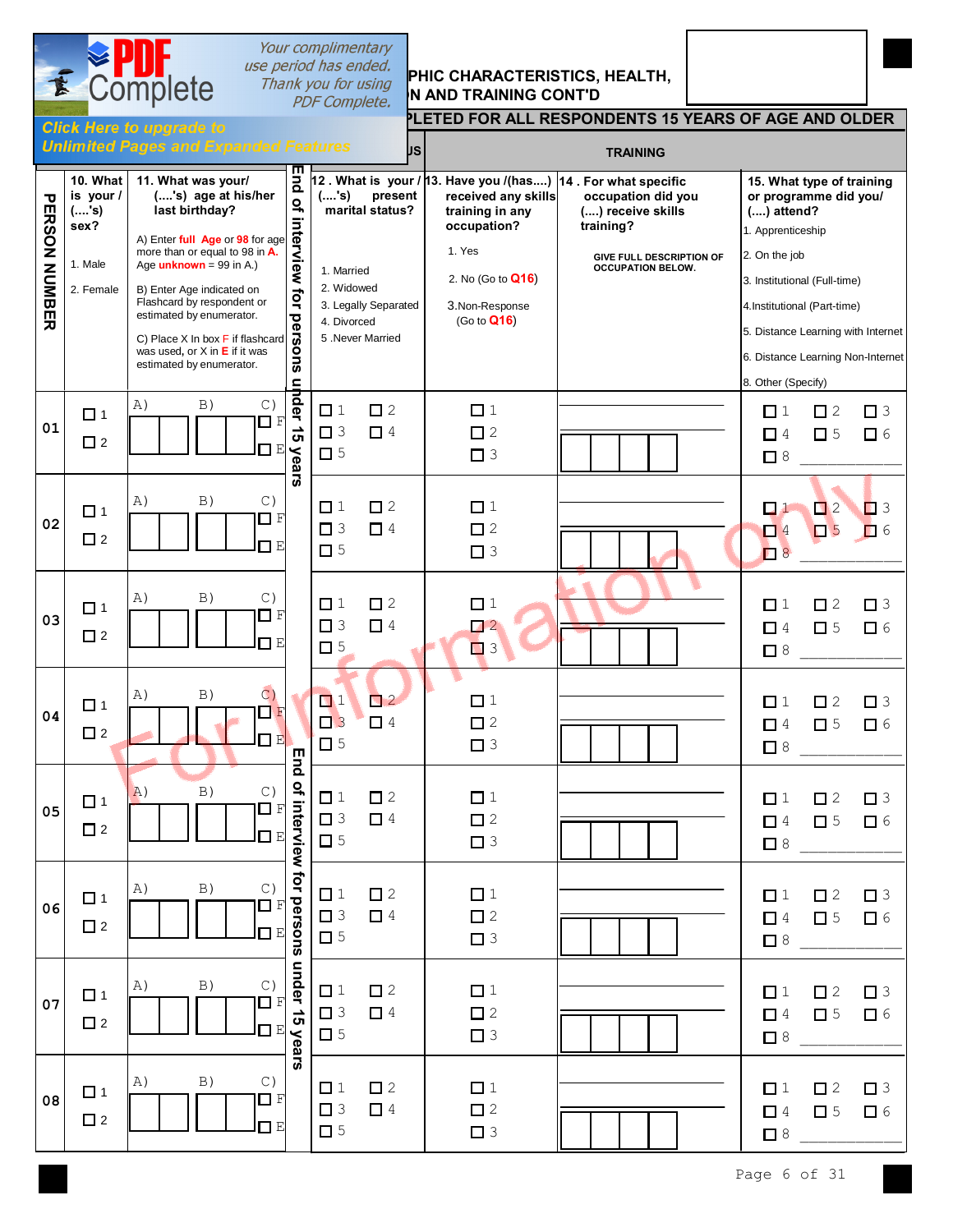Your complimentary use period has ended. Thank you for using PDF Complete.

Click Here to upgrade to Unlimited Pages and Expanded Features

## ...PHIC CHARACTERISTICS, HEALTH, ...N AND TRAINING CONT'D

### ...PLETED FOR ALL RESPONDENTS 15 YEARS OF AGE AND OLDER

| PERSON NUMBER | 10. What is your / (....'s) sex? 1. Male 2. Female | 11. What was your/ (....'s) age at his/her last birthday? A) Enter full Age or 98 for age more than or equal to 98 in A. Age unknown = 99 in A.) B) Enter Age indicated on Flashcard by respondent or estimated by enumerator. C) Place X In box F if flashcard was used, or X in E if it was estimated by enumerator. | End of interview for persons under 15 years | 12 . What is your / (....'s) present marital status? 1. Married 2. Widowed 3. Legally Separated 4. Divorced 5 .Never Married | 13. Have you /(has....) received any skills training in any occupation? 1. Yes 2. No (Go to Q16) 3.Non-Response (Go to Q16) | 14 . For what specific occupation did you (....) receive skills training? GIVE FULL DESCRIPTION OF OCCUPATION BELOW. | 15. What type of training or programme did you/ (....) attend? 1. Apprenticeship 2. On the job 3. Institutional (Full-time) 4.Institutional (Part-time) 5. Distance Learning with Internet 6. Distance Learning Non-Internet 8. Other (Specify) |
|---|---|---|---|---|---|---|---|
| 01 | ☐ 1 ☐ 2 | A) ☐☐ B) ☐☐ C) ☐ F ☐ E | | ☐ 1 ☐ 2 ☐ 3 ☐ 4 ☐ 5 | ☐ 1 ☐ 2 ☐ 3 | ______ ☐☐☐☐ | ☐ 1 ☐ 2 ☐ 3 ☐ 4 ☐ 5 ☐ 6 ☐ 8 ______ |
| 02 | ☐ 1 ☐ 2 | A) ☐☐ B) ☐☐ C) ☐ F ☐ E | | ☐ 1 ☐ 2 ☐ 3 ☐ 4 ☐ 5 | ☐ 1 ☐ 2 ☐ 3 | ______ ☐☐☐☐ | ☐ 1 ☐ 2 ☐ 3 ☐ 4 ☐ 5 ☐ 6 ☐ 8 ______ |
| 03 | ☐ 1 ☐ 2 | A) ☐☐ B) ☐☐ C) ☐ F ☐ E | | ☐ 1 ☐ 2 ☐ 3 ☐ 4 ☐ 5 | ☐ 1 ☐ 2 ☐ 3 | ______ ☐☐☐☐ | ☐ 1 ☐ 2 ☐ 3 ☐ 4 ☐ 5 ☐ 6 ☐ 8 ______ |
| 04 | ☐ 1 ☐ 2 | A) ☐☐ B) ☐☐ C) ☐ F ☐ E | | ☐ 1 ☐ 2 ☐ 3 ☐ 4 ☐ 5 | ☐ 1 ☐ 2 ☐ 3 | ______ ☐☐☐☐ | ☐ 1 ☐ 2 ☐ 3 ☐ 4 ☐ 5 ☐ 6 ☐ 8 ______ |
| 05 | ☐ 1 ☐ 2 | A) ☐☐ B) ☐☐ C) ☐ F ☐ E | End of interview for persons under 15 years | ☐ 1 ☐ 2 ☐ 3 ☐ 4 ☐ 5 | ☐ 1 ☐ 2 ☐ 3 | ______ ☐☐☐☐ | ☐ 1 ☐ 2 ☐ 3 ☐ 4 ☐ 5 ☐ 6 ☐ 8 ______ |
| 06 | ☐ 1 ☐ 2 | A) ☐☐ B) ☐☐ C) ☐ F ☐ E | | ☐ 1 ☐ 2 ☐ 3 ☐ 4 ☐ 5 | ☐ 1 ☐ 2 ☐ 3 | ______ ☐☐☐☐ | ☐ 1 ☐ 2 ☐ 3 ☐ 4 ☐ 5 ☐ 6 ☐ 8 ______ |
| 07 | ☐ 1 ☐ 2 | A) ☐☐ B) ☐☐ C) ☐ F ☐ E | | ☐ 1 ☐ 2 ☐ 3 ☐ 4 ☐ 5 | ☐ 1 ☐ 2 ☐ 3 | ______ ☐☐☐☐ | ☐ 1 ☐ 2 ☐ 3 ☐ 4 ☐ 5 ☐ 6 ☐ 8 ______ |
| 08 | ☐ 1 ☐ 2 | A) ☐☐ B) ☐☐ C) ☐ F ☐ E | | ☐ 1 ☐ 2 ☐ 3 ☐ 4 ☐ 5 | ☐ 1 ☐ 2 ☐ 3 | ______ ☐☐☐☐ | ☐ 1 ☐ 2 ☐ 3 ☐ 4 ☐ 5 ☐ 6 ☐ 8 ______ |

For Information only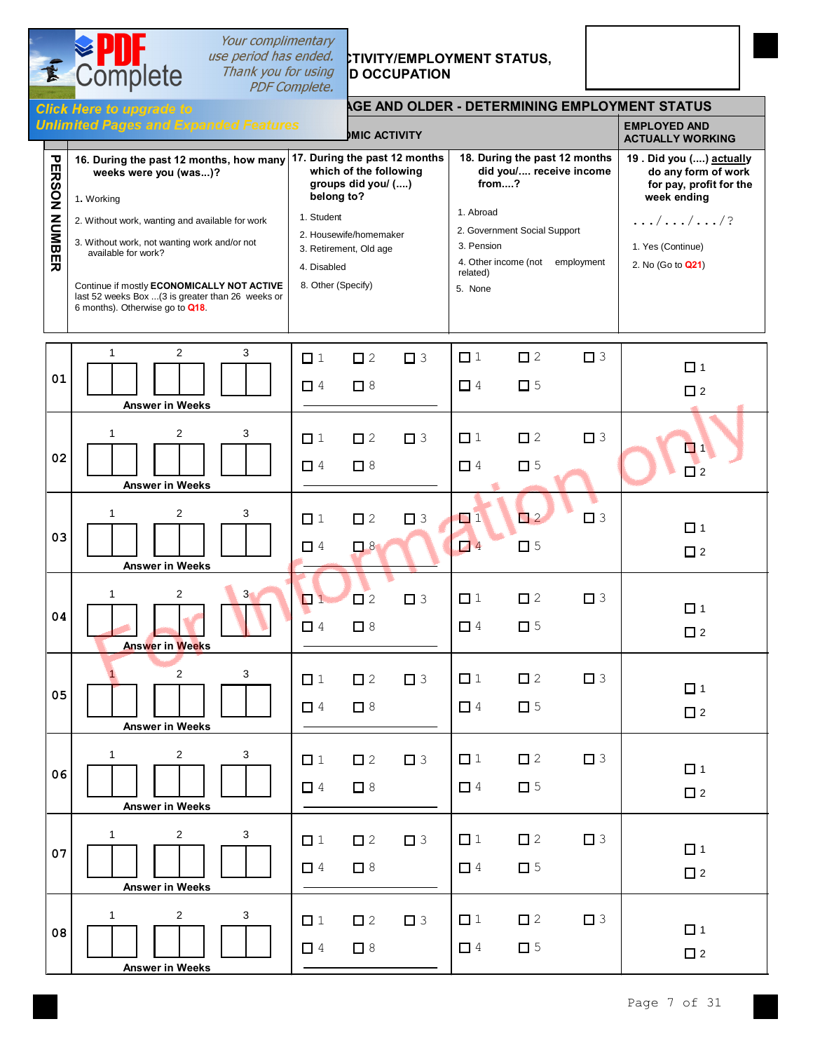# …CTIVITY/EMPLOYMENT STATUS, …D OCCUPATION

## …AGE AND OLDER - DETERMINING EMPLOYMENT STATUS

| PERSON NUMBER | …MIC ACTIVITY | | | EMPLOYED AND ACTUALLY WORKING |
|---|---|---|---|---|
| | **16. During the past 12 months, how many weeks were you (was...)?**<br>1. Working<br>2. Without work, wanting and available for work<br>3. Without work, not wanting work and/or not available for work?<br><br>Continue if mostly **ECONOMICALLY NOT ACTIVE** last 52 weeks Box ...(3 is greater than 26 weeks or 6 months). Otherwise go to **Q18**. | **17. During the past 12 months which of the following groups did you/ (....) belong to?**<br>1. Student<br>2. Housewife/homemaker<br>3. Retirement, Old age<br>4. Disabled<br>8. Other (Specify) | **18. During the past 12 months did you/.... receive income from....?**<br>1. Abroad<br>2. Government Social Support<br>3. Pension<br>4. Other income (not employment related)<br>5. None | **19 . Did you (....) actually do any form of work for pay, profit for the week ending**<br>. . . / . . . / . . . / ?<br>1. Yes (Continue)<br>2. No (Go to **Q21**) |
| 01 | 1 [ ][ ] 2 [ ][ ] 3 [ ][ ]<br>**Answer in Weeks** | ☐ 1 ☐ 2 ☐ 3<br>☐ 4 ☐ 8 ______ | ☐ 1 ☐ 2 ☐ 3<br>☐ 4 ☐ 5 | ☐ 1<br>☐ 2 |
| 02 | 1 [ ][ ] 2 [ ][ ] 3 [ ][ ]<br>**Answer in Weeks** | ☐ 1 ☐ 2 ☐ 3<br>☐ 4 ☐ 8 ______ | ☐ 1 ☐ 2 ☐ 3<br>☐ 4 ☐ 5 | ☐ 1<br>☐ 2 |
| 03 | 1 [ ][ ] 2 [ ][ ] 3 [ ][ ]<br>**Answer in Weeks** | ☐ 1 ☐ 2 ☐ 3<br>☐ 4 ☐ 8 ______ | ☐ 1 ☐ 2 ☐ 3<br>☐ 4 ☐ 5 | ☐ 1<br>☐ 2 |
| 04 | 1 [ ][ ] 2 [ ][ ] 3 [ ][ ]<br>**Answer in Weeks** | ☐ 1 ☐ 2 ☐ 3<br>☐ 4 ☐ 8 ______ | ☐ 1 ☐ 2 ☐ 3<br>☐ 4 ☐ 5 | ☐ 1<br>☐ 2 |
| 05 | 1 [ ][ ] 2 [ ][ ] 3 [ ][ ]<br>**Answer in Weeks** | ☐ 1 ☐ 2 ☐ 3<br>☐ 4 ☐ 8 ______ | ☐ 1 ☐ 2 ☐ 3<br>☐ 4 ☐ 5 | ☐ 1<br>☐ 2 |
| 06 | 1 [ ][ ] 2 [ ][ ] 3 [ ][ ]<br>**Answer in Weeks** | ☐ 1 ☐ 2 ☐ 3<br>☐ 4 ☐ 8 ______ | ☐ 1 ☐ 2 ☐ 3<br>☐ 4 ☐ 5 | ☐ 1<br>☐ 2 |
| 07 | 1 [ ][ ] 2 [ ][ ] 3 [ ][ ]<br>**Answer in Weeks** | ☐ 1 ☐ 2 ☐ 3<br>☐ 4 ☐ 8 ______ | ☐ 1 ☐ 2 ☐ 3<br>☐ 4 ☐ 5 | ☐ 1<br>☐ 2 |
| 08 | 1 [ ][ ] 2 [ ][ ] 3 [ ][ ]<br>**Answer in Weeks** | ☐ 1 ☐ 2 ☐ 3<br>☐ 4 ☐ 8 ______ | ☐ 1 ☐ 2 ☐ 3<br>☐ 4 ☐ 5 | ☐ 1<br>☐ 2 |

For Information only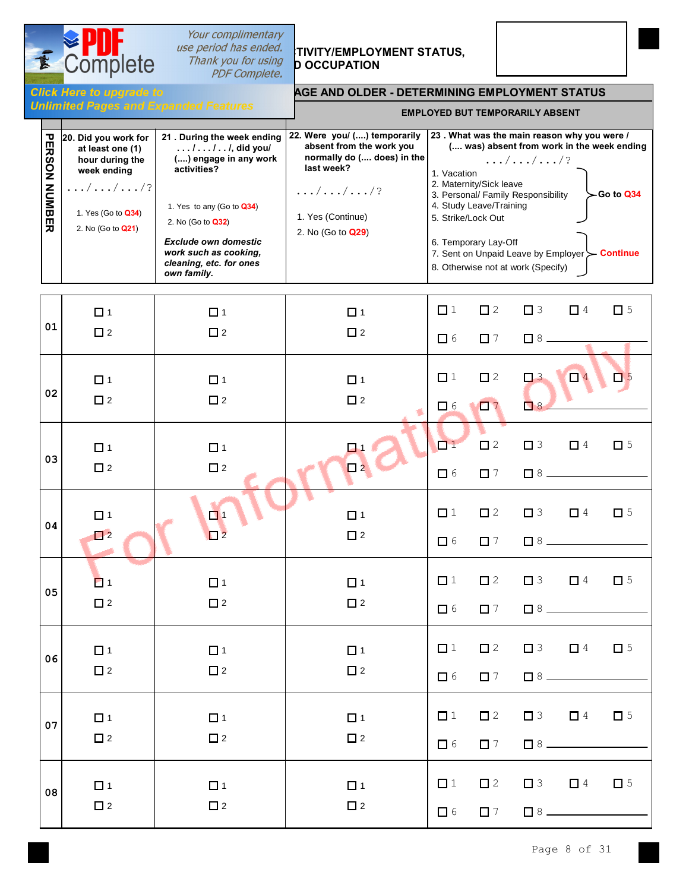## ...TIVITY/EMPLOYMENT STATUS, ...D OCCUPATION

### ...AGE AND OLDER - DETERMINING EMPLOYMENT STATUS

**EMPLOYED BUT TEMPORARILY ABSENT**

| PERSON NUMBER | 20. Did you work for at least one (1) hour during the week ending . . . / . . . / . . . / ? <br> 1. Yes (Go to Q34) <br> 2. No (Go to Q21) | 21 . During the week ending . . . / . . . / . . /, did you/ (....) engage in any work activities? <br> 1. Yes to any (Go to Q34) <br> 2. No (Go to Q32) <br> *Exclude own domestic work such as cooking, cleaning, etc. for ones own family.* | 22. Were you/ (....) temporarily absent from the work you normally do (.... does) in the last week? . . . / . . . / . . . / ? <br> 1. Yes (Continue) <br> 2. No (Go to Q29) | 23 . What was the main reason why you were / (.... was) absent from work in the week ending . . . / . . . / . . . / ? <br> 1. Vacation <br> 2. Maternity/Sick leave <br> 3. Personal/ Family Responsibility <br> 4. Study Leave/Training <br> 5. Strike/Lock Out <br> (1–5: Go to Q34) <br> 6. Temporary Lay-Off <br> 7. Sent on Unpaid Leave by Employer <br> 8. Otherwise not at work (Specify) <br> (6–8: Continue) |
|---|---|---|---|---|
| 01 | ☐ 1 ☐ 2 | ☐ 1 ☐ 2 | ☐ 1 ☐ 2 | ☐ 1 ☐ 2 ☐ 3 ☐ 4 ☐ 5 ☐ 6 ☐ 7 ☐ 8 ________ |
| 02 | ☐ 1 ☐ 2 | ☐ 1 ☐ 2 | ☐ 1 ☐ 2 | ☐ 1 ☐ 2 ☐ 3 ☐ 4 ☐ 5 ☐ 6 ☐ 7 ☐ 8 ________ |
| 03 | ☐ 1 ☐ 2 | ☐ 1 ☐ 2 | ☐ 1 ☐ 2 | ☐ 1 ☐ 2 ☐ 3 ☐ 4 ☐ 5 ☐ 6 ☐ 7 ☐ 8 ________ |
| 04 | ☐ 1 ☐ 2 | ☐ 1 ☐ 2 | ☐ 1 ☐ 2 | ☐ 1 ☐ 2 ☐ 3 ☐ 4 ☐ 5 ☐ 6 ☐ 7 ☐ 8 ________ |
| 05 | ☐ 1 ☐ 2 | ☐ 1 ☐ 2 | ☐ 1 ☐ 2 | ☐ 1 ☐ 2 ☐ 3 ☐ 4 ☐ 5 ☐ 6 ☐ 7 ☐ 8 ________ |
| 06 | ☐ 1 ☐ 2 | ☐ 1 ☐ 2 | ☐ 1 ☐ 2 | ☐ 1 ☐ 2 ☐ 3 ☐ 4 ☐ 5 ☐ 6 ☐ 7 ☐ 8 ________ |
| 07 | ☐ 1 ☐ 2 | ☐ 1 ☐ 2 | ☐ 1 ☐ 2 | ☐ 1 ☐ 2 ☐ 3 ☐ 4 ☐ 5 ☐ 6 ☐ 7 ☐ 8 ________ |
| 08 | ☐ 1 ☐ 2 | ☐ 1 ☐ 2 | ☐ 1 ☐ 2 | ☐ 1 ☐ 2 ☐ 3 ☐ 4 ☐ 5 ☐ 6 ☐ 7 ☐ 8 ________ |

For Information only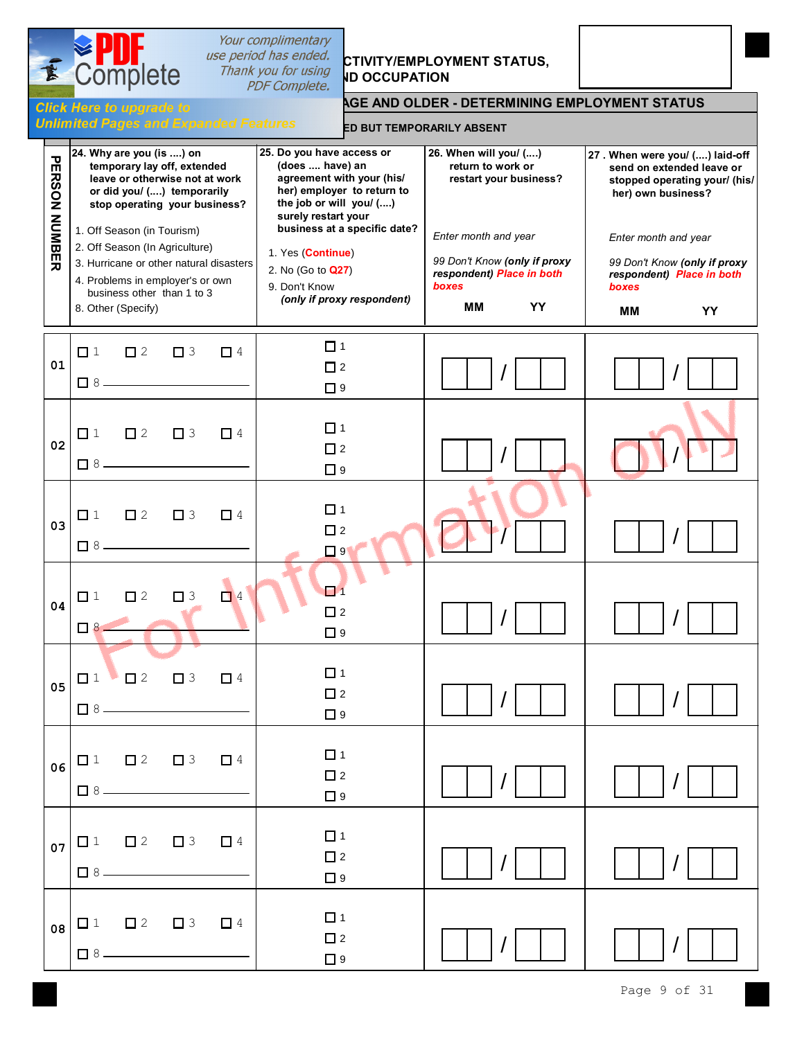## ...CTIVITY/EMPLOYMENT STATUS, ...ND OCCUPATION

### ...AGE AND OLDER - DETERMINING EMPLOYMENT STATUS

#### ...ED BUT TEMPORARILY ABSENT

| PERSON NUMBER | 24. Why are you (is ....) on temporary lay off, extended leave or otherwise not at work or did you/ (....) temporarily stop operating your business?<br>1. Off Season (in Tourism)<br>2. Off Season (In Agriculture)<br>3. Hurricane or other natural disasters<br>4. Problems in employer's or own business other than 1 to 3<br>8. Other (Specify) | 25. Do you have access or (does .... have) an agreement with your (his/ her) employer to return to the job or will you/ (....) surely restart your business at a specific date?<br>1. Yes (**Continue**)<br>2. No (Go to **Q27**)<br>9. Don't Know *(only if proxy respondent)* | 26. When will you/ (....) return to work or restart your business?<br>*Enter month and year*<br>*99 Don't Know (**only if proxy respondent) Place in both boxes***<br>MM / YY | 27. When were you/ (....) laid-off send on extended leave or stopped operating your/ (his/ her) own business?<br>*Enter month and year*<br>*99 Don't Know (**only if proxy respondent) Place in both boxes***<br>MM / YY |
|---|---|---|---|---|
| 01 | ☐ 1 ☐ 2 ☐ 3 ☐ 4<br>☐ 8 ______ | ☐ 1<br>☐ 2<br>☐ 9 | ☐☐ / ☐☐ | ☐☐ / ☐☐ |
| 02 | ☐ 1 ☐ 2 ☐ 3 ☐ 4<br>☐ 8 ______ | ☐ 1<br>☐ 2<br>☐ 9 | ☐☐ / ☐☐ | ☐☐ / ☐☐ |
| 03 | ☐ 1 ☐ 2 ☐ 3 ☐ 4<br>☐ 8 ______ | ☐ 1<br>☐ 2<br>☐ 9 | ☐☐ / ☐☐ | ☐☐ / ☐☐ |
| 04 | ☐ 1 ☐ 2 ☐ 3 ☐ 4<br>☐ 8 ______ | ☐ 1<br>☐ 2<br>☐ 9 | ☐☐ / ☐☐ | ☐☐ / ☐☐ |
| 05 | ☐ 1 ☐ 2 ☐ 3 ☐ 4<br>☐ 8 ______ | ☐ 1<br>☐ 2<br>☐ 9 | ☐☐ / ☐☐ | ☐☐ / ☐☐ |
| 06 | ☐ 1 ☐ 2 ☐ 3 ☐ 4<br>☐ 8 ______ | ☐ 1<br>☐ 2<br>☐ 9 | ☐☐ / ☐☐ | ☐☐ / ☐☐ |
| 07 | ☐ 1 ☐ 2 ☐ 3 ☐ 4<br>☐ 8 ______ | ☐ 1<br>☐ 2<br>☐ 9 | ☐☐ / ☐☐ | ☐☐ / ☐☐ |
| 08 | ☐ 1 ☐ 2 ☐ 3 ☐ 4<br>☐ 8 ______ | ☐ 1<br>☐ 2<br>☐ 9 | ☐☐ / ☐☐ | ☐☐ / ☐☐ |

For Information only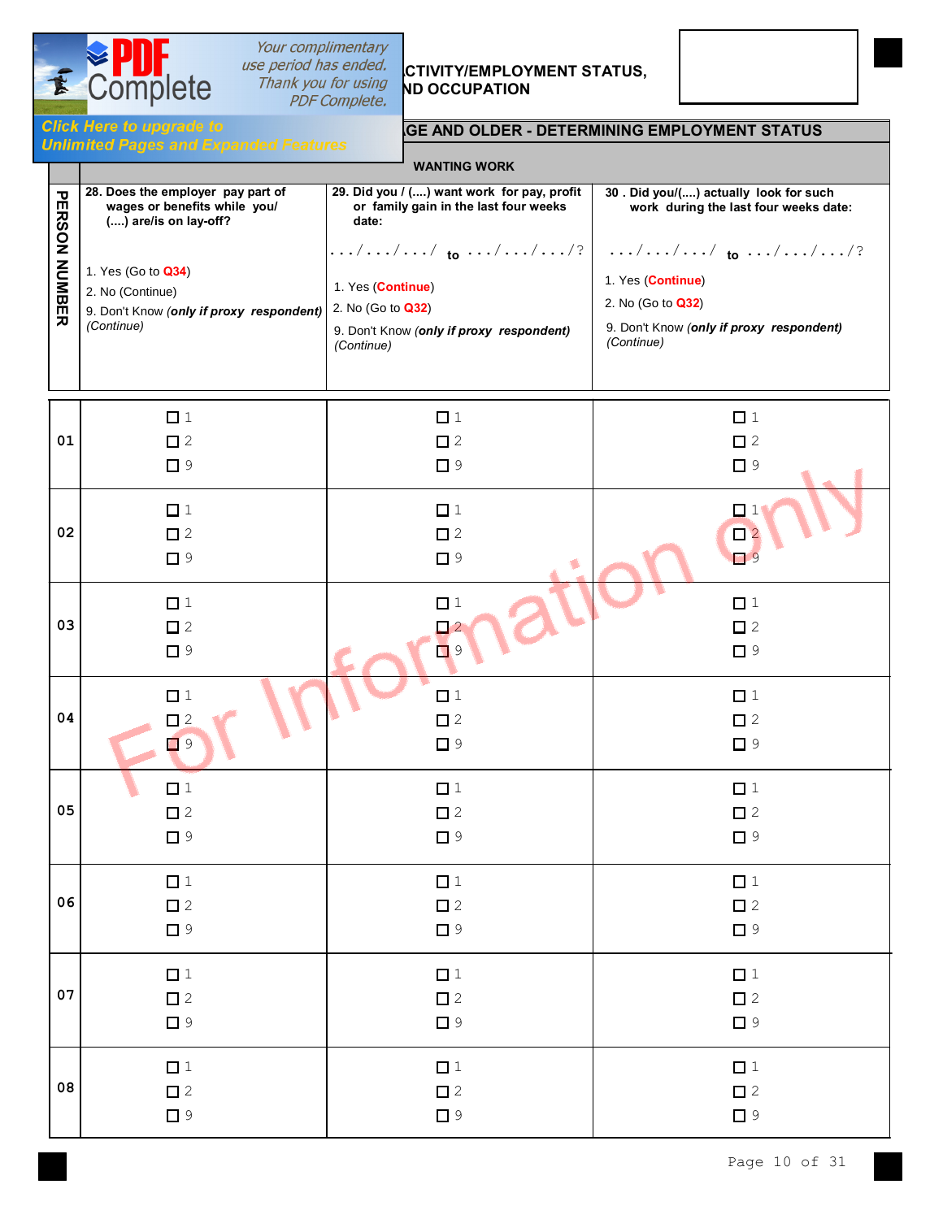## ...CTIVITY/EMPLOYMENT STATUS, ...ND OCCUPATION

### ...GE AND OLDER - DETERMINING EMPLOYMENT STATUS

#### WANTING WORK

| PERSON NUMBER | 28. Does the employer pay part of wages or benefits while you/ (....) are/is on lay-off?<br><br>1. Yes (Go to **Q34**)<br>2. No (Continue)<br>9. Don't Know (***only if proxy respondent***) *(Continue)* | 29. Did you / (....) want work for pay, profit or family gain in the last four weeks date:<br><br>. . . / . . . / . . . / to . . . / . . . / . . . /?<br><br>1. Yes (**Continue**)<br>2. No (Go to **Q32**)<br>9. Don't Know (***only if proxy respondent***) *(Continue)* | 30 . Did you/(....) actually look for such work during the last four weeks date:<br><br>. . . / . . . / . . . / to . . . / . . . / . . . /?<br><br>1. Yes (**Continue**)<br>2. No (Go to **Q32**)<br>9. Don't Know (***only if proxy respondent***) *(Continue)* |
|---|---|---|---|
| 01 | ☐ 1<br>☐ 2<br>☐ 9 | ☐ 1<br>☐ 2<br>☐ 9 | ☐ 1<br>☐ 2<br>☐ 9 |
| 02 | ☐ 1<br>☐ 2<br>☐ 9 | ☐ 1<br>☐ 2<br>☐ 9 | ☐ 1<br>☐ 2<br>☐ 9 |
| 03 | ☐ 1<br>☐ 2<br>☐ 9 | ☐ 1<br>☐ 2<br>☐ 9 | ☐ 1<br>☐ 2<br>☐ 9 |
| 04 | ☐ 1<br>☐ 2<br>☐ 9 | ☐ 1<br>☐ 2<br>☐ 9 | ☐ 1<br>☐ 2<br>☐ 9 |
| 05 | ☐ 1<br>☐ 2<br>☐ 9 | ☐ 1<br>☐ 2<br>☐ 9 | ☐ 1<br>☐ 2<br>☐ 9 |
| 06 | ☐ 1<br>☐ 2<br>☐ 9 | ☐ 1<br>☐ 2<br>☐ 9 | ☐ 1<br>☐ 2<br>☐ 9 |
| 07 | ☐ 1<br>☐ 2<br>☐ 9 | ☐ 1<br>☐ 2<br>☐ 9 | ☐ 1<br>☐ 2<br>☐ 9 |
| 08 | ☐ 1<br>☐ 2<br>☐ 9 | ☐ 1<br>☐ 2<br>☐ 9 | ☐ 1<br>☐ 2<br>☐ 9 |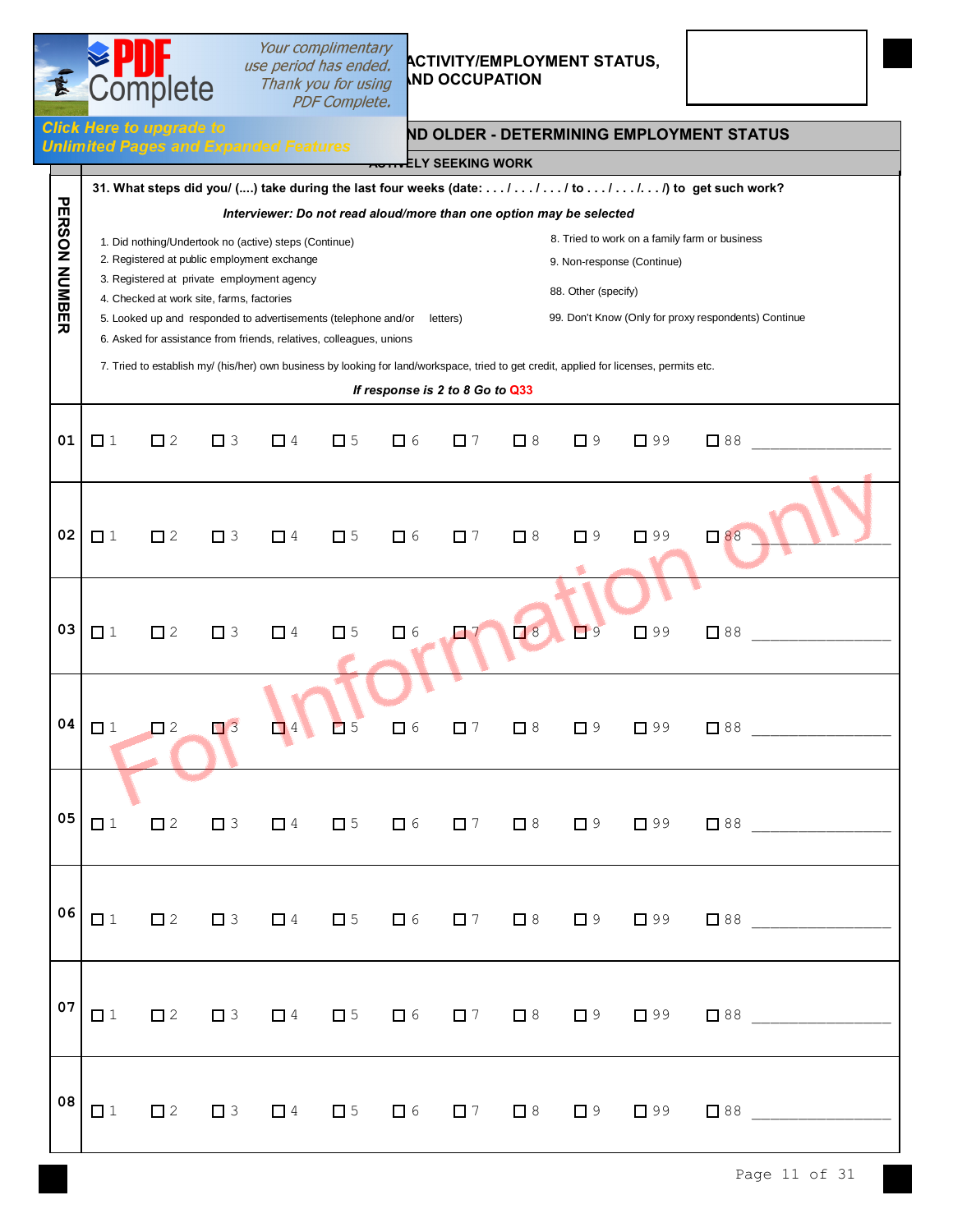## ACTIVITY/EMPLOYMENT STATUS, AND OCCUPATION

### ND OLDER - DETERMINING EMPLOYMENT STATUS

#### ACTIVELY SEEKING WORK

**31. What steps did you/ (....) take during the last four weeks (date: . . . / . . . / . . . / to . . . / . . . /. . . /) to get such work?**

***Interviewer: Do not read aloud/more than one option may be selected***

1. Did nothing/Undertook no (active) steps (Continue)
2. Registered at public employment exchange
3. Registered at private employment agency
4. Checked at work site, farms, factories
5. Looked up and responded to advertisements (telephone and/or letters)
6. Asked for assistance from friends, relatives, colleagues, unions
7. Tried to establish my/ (his/her) own business by looking for land/workspace, tried to get credit, applied for licenses, permits etc.
8. Tried to work on a family farm or business
9. Non-response (Continue)

88. Other (specify)

99. Don't Know (Only for proxy respondents) Continue

***If response is 2 to 8 Go to Q33***

| PERSON NUMBER | | | | | | | | | | | | |
|---|---|---|---|---|---|---|---|---|---|---|---|---|
| 01 | ☐ 1 | ☐ 2 | ☐ 3 | ☐ 4 | ☐ 5 | ☐ 6 | ☐ 7 | ☐ 8 | ☐ 9 | ☐ 99 | ☐ 88 | ________________ |
| 02 | ☐ 1 | ☐ 2 | ☐ 3 | ☐ 4 | ☐ 5 | ☐ 6 | ☐ 7 | ☐ 8 | ☐ 9 | ☐ 99 | ☐ 88 | ________________ |
| 03 | ☐ 1 | ☐ 2 | ☐ 3 | ☐ 4 | ☐ 5 | ☐ 6 | ☐ 7 | ☐ 8 | ☐ 9 | ☐ 99 | ☐ 88 | ________________ |
| 04 | ☐ 1 | ☐ 2 | ☐ 3 | ☐ 4 | ☐ 5 | ☐ 6 | ☐ 7 | ☐ 8 | ☐ 9 | ☐ 99 | ☐ 88 | ________________ |
| 05 | ☐ 1 | ☐ 2 | ☐ 3 | ☐ 4 | ☐ 5 | ☐ 6 | ☐ 7 | ☐ 8 | ☐ 9 | ☐ 99 | ☐ 88 | ________________ |
| 06 | ☐ 1 | ☐ 2 | ☐ 3 | ☐ 4 | ☐ 5 | ☐ 6 | ☐ 7 | ☐ 8 | ☐ 9 | ☐ 99 | ☐ 88 | ________________ |
| 07 | ☐ 1 | ☐ 2 | ☐ 3 | ☐ 4 | ☐ 5 | ☐ 6 | ☐ 7 | ☐ 8 | ☐ 9 | ☐ 99 | ☐ 88 | ________________ |
| 08 | ☐ 1 | ☐ 2 | ☐ 3 | ☐ 4 | ☐ 5 | ☐ 6 | ☐ 7 | ☐ 8 | ☐ 9 | ☐ 99 | ☐ 88 | ________________ |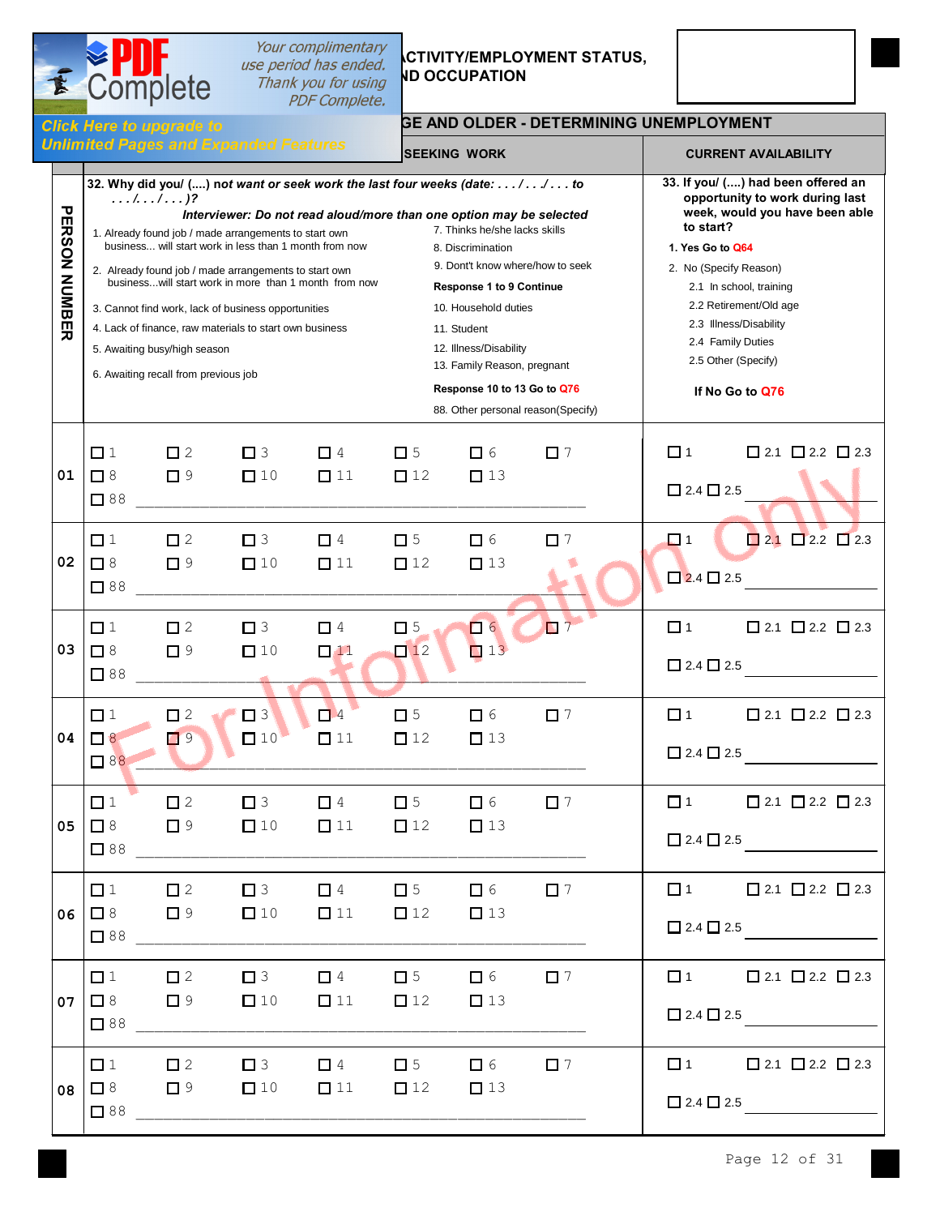## ...ACTIVITY/EMPLOYMENT STATUS, ...ND OCCUPATION

### ...GE AND OLDER - DETERMINING UNEMPLOYMENT

| PERSON NUMBER | SEEKING WORK | CURRENT AVAILABILITY |
|---|---|---|
| | **32. Why did you/ (....) not want or seek work the last four weeks (date: . . . / . . . / . . . to . . . / . . . / . . . )?**<br>***Interviewer: Do not read aloud/more than one option may be selected***<br>1. Already found job / made arrangements to start own business... will start work in less than 1 month from now<br>2. Already found job / made arrangements to start own business...will start work in more than 1 month from now<br>3. Cannot find work, lack of business opportunities<br>4. Lack of finance, raw materials to start own business<br>5. Awaiting busy/high season<br>6. Awaiting recall from previous job<br>7. Thinks he/she lacks skills<br>8. Discrimination<br>9. Dont't know where/how to seek<br>**Response 1 to 9 Continue**<br>10. Household duties<br>11. Student<br>12. Illness/Disability<br>13. Family Reason, pregnant<br>**Response 10 to 13 Go to Q76**<br>88. Other personal reason(Specify) | **33. If you/ (....) had been offered an opportunity to work during last week, would you have been able to start?**<br>**1. Yes Go to Q64**<br>2. No (Specify Reason)<br>2.1 In school, training<br>2.2 Retirement/Old age<br>2.3 Illness/Disability<br>2.4 Family Duties<br>2.5 Other (Specify)<br>**If No Go to Q76** |
| 01 | ☐ 1 ☐ 2 ☐ 3 ☐ 4 ☐ 5 ☐ 6 ☐ 7<br>☐ 8 ☐ 9 ☐ 10 ☐ 11 ☐ 12 ☐ 13<br>☐ 88 ________ | ☐ 1 ☐ 2.1 ☐ 2.2 ☐ 2.3<br>☐ 2.4 ☐ 2.5 ________ |
| 02 | ☐ 1 ☐ 2 ☐ 3 ☐ 4 ☐ 5 ☐ 6 ☐ 7<br>☐ 8 ☐ 9 ☐ 10 ☐ 11 ☐ 12 ☐ 13<br>☐ 88 ________ | ☐ 1 ☐ 2.1 ☐ 2.2 ☐ 2.3<br>☐ 2.4 ☐ 2.5 ________ |
| 03 | ☐ 1 ☐ 2 ☐ 3 ☐ 4 ☐ 5 ☐ 6 ☐ 7<br>☐ 8 ☐ 9 ☐ 10 ☐ 11 ☐ 12 ☐ 13<br>☐ 88 ________ | ☐ 1 ☐ 2.1 ☐ 2.2 ☐ 2.3<br>☐ 2.4 ☐ 2.5 ________ |
| 04 | ☐ 1 ☐ 2 ☐ 3 ☐ 4 ☐ 5 ☐ 6 ☐ 7<br>☐ 8 ☐ 9 ☐ 10 ☐ 11 ☐ 12 ☐ 13<br>☐ 88 ________ | ☐ 1 ☐ 2.1 ☐ 2.2 ☐ 2.3<br>☐ 2.4 ☐ 2.5 ________ |
| 05 | ☐ 1 ☐ 2 ☐ 3 ☐ 4 ☐ 5 ☐ 6 ☐ 7<br>☐ 8 ☐ 9 ☐ 10 ☐ 11 ☐ 12 ☐ 13<br>☐ 88 ________ | ☐ 1 ☐ 2.1 ☐ 2.2 ☐ 2.3<br>☐ 2.4 ☐ 2.5 ________ |
| 06 | ☐ 1 ☐ 2 ☐ 3 ☐ 4 ☐ 5 ☐ 6 ☐ 7<br>☐ 8 ☐ 9 ☐ 10 ☐ 11 ☐ 12 ☐ 13<br>☐ 88 ________ | ☐ 1 ☐ 2.1 ☐ 2.2 ☐ 2.3<br>☐ 2.4 ☐ 2.5 ________ |
| 07 | ☐ 1 ☐ 2 ☐ 3 ☐ 4 ☐ 5 ☐ 6 ☐ 7<br>☐ 8 ☐ 9 ☐ 10 ☐ 11 ☐ 12 ☐ 13<br>☐ 88 ________ | ☐ 1 ☐ 2.1 ☐ 2.2 ☐ 2.3<br>☐ 2.4 ☐ 2.5 ________ |
| 08 | ☐ 1 ☐ 2 ☐ 3 ☐ 4 ☐ 5 ☐ 6 ☐ 7<br>☐ 8 ☐ 9 ☐ 10 ☐ 11 ☐ 12 ☐ 13<br>☐ 88 ________ | ☐ 1 ☐ 2.1 ☐ 2.2 ☐ 2.3<br>☐ 2.4 ☐ 2.5 ________ |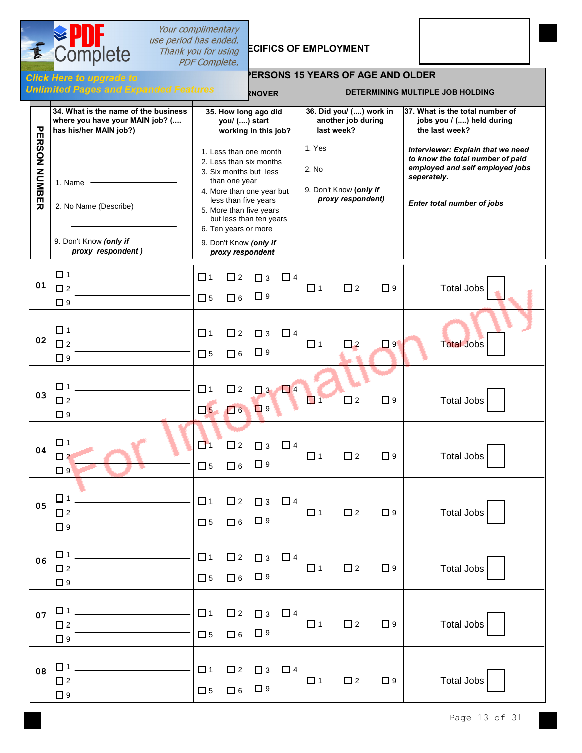## SPECIFICS OF EMPLOYMENT

### PERSONS 15 YEARS OF AGE AND OLDER

| | TURNOVER | | DETERMINING MULTIPLE JOB HOLDING | |
|---|---|---|---|---|
| PERSON NUMBER | **34. What is the name of the business where you have your MAIN job? (.... has his/her MAIN job?)**<br><br>1. Name ____________<br><br>2. No Name (Describe)<br>____________<br><br>9. Don't Know ***(only if proxy respondent )*** | **35. How long ago did you/ (....) start working in this job?**<br><br>1. Less than one month<br>2. Less than six months<br>3. Six months but less than one year<br>4. More than one year but less than five years<br>5. More than five years but less than ten years<br>6. Ten years or more<br><br>9. Don't Know ***(only if proxy respondent*** | **36. Did you/ (....) work in another job during last week?**<br><br>1. Yes<br><br>2. No<br><br>9. Don't Know ***(only if proxy respondent)*** | **37. What is the total number of jobs you / (....) held during the last week?**<br><br>***Interviewer: Explain that we need to know the total number of paid employed and self employed jobs seperately.***<br><br>***Enter total number of jobs*** |
| 01 | ☐ 1 ______ ☐ 2 ______ ☐ 9 | ☐ 1 ☐ 2 ☐ 3 ☐ 4 ☐ 5 ☐ 6 ☐ 9 | ☐ 1 ☐ 2 ☐ 9 | Total Jobs ☐ |
| 02 | ☐ 1 ______ ☐ 2 ______ ☐ 9 | ☐ 1 ☐ 2 ☐ 3 ☐ 4 ☐ 5 ☐ 6 ☐ 9 | ☐ 1 ☐ 2 ☐ 9 | Total Jobs ☐ |
| 03 | ☐ 1 ______ ☐ 2 ______ ☐ 9 | ☐ 1 ☐ 2 ☐ 3 ☐ 4 ☐ 5 ☐ 6 ☐ 9 | ☐ 1 ☐ 2 ☐ 9 | Total Jobs ☐ |
| 04 | ☐ 1 ______ ☐ 2 ______ ☐ 9 | ☐ 1 ☐ 2 ☐ 3 ☐ 4 ☐ 5 ☐ 6 ☐ 9 | ☐ 1 ☐ 2 ☐ 9 | Total Jobs ☐ |
| 05 | ☐ 1 ______ ☐ 2 ______ ☐ 9 | ☐ 1 ☐ 2 ☐ 3 ☐ 4 ☐ 5 ☐ 6 ☐ 9 | ☐ 1 ☐ 2 ☐ 9 | Total Jobs ☐ |
| 06 | ☐ 1 ______ ☐ 2 ______ ☐ 9 | ☐ 1 ☐ 2 ☐ 3 ☐ 4 ☐ 5 ☐ 6 ☐ 9 | ☐ 1 ☐ 2 ☐ 9 | Total Jobs ☐ |
| 07 | ☐ 1 ______ ☐ 2 ______ ☐ 9 | ☐ 1 ☐ 2 ☐ 3 ☐ 4 ☐ 5 ☐ 6 ☐ 9 | ☐ 1 ☐ 2 ☐ 9 | Total Jobs ☐ |
| 08 | ☐ 1 ______ ☐ 2 ______ ☐ 9 | ☐ 1 ☐ 2 ☐ 3 ☐ 4 ☐ 5 ☐ 6 ☐ 9 | ☐ 1 ☐ 2 ☐ 9 | Total Jobs ☐ |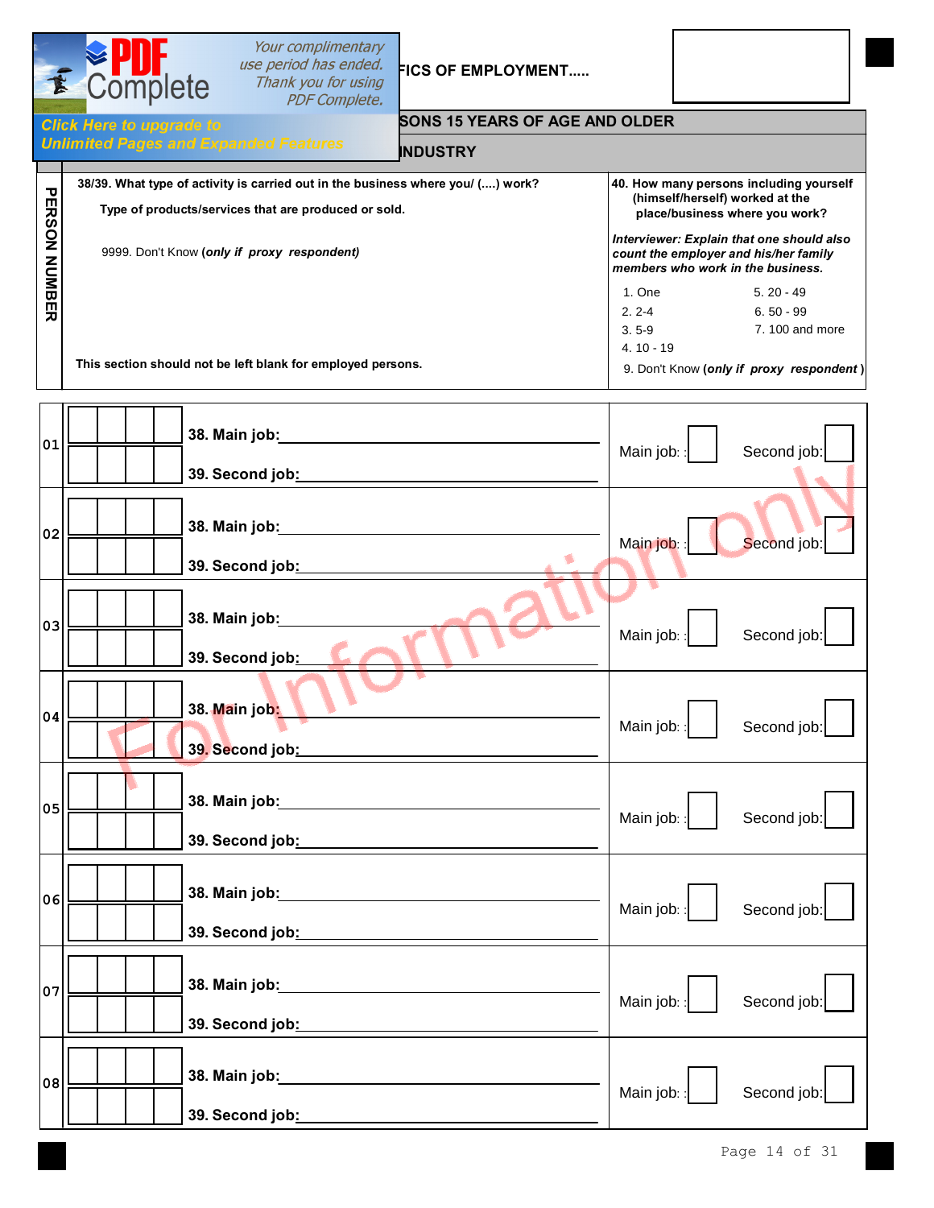FICS OF EMPLOYMENT.....

SONS 15 YEARS OF AGE AND OLDER

INDUSTRY

| PERSON NUMBER | 38/39. What type of activity is carried out in the business where you/ (....) work?<br><br>Type of products/services that are produced or sold.<br><br>9999. Don't Know (***only if proxy respondent***)<br><br>**This section should not be left blank for employed persons.** | **40. How many persons including yourself (himself/herself) worked at the place/business where you work?**<br><br>***Interviewer: Explain that one should also count the employer and his/her family members who work in the business.***<br><br>1. One<br>2. 2-4<br>3. 5-9<br>4. 10 - 19<br>5. 20 - 49<br>6. 50 - 99<br>7. 100 and more<br>9. Don't Know (***only if proxy respondent***) |
|---|---|---|
| 01 | 38. Main job: ________<br>39. Second job: ________ | Main job: ☐ Second job: ☐ |
| 02 | 38. Main job: ________<br>39. Second job: ________ | Main job: ☐ Second job: ☐ |
| 03 | 38. Main job: ________<br>39. Second job: ________ | Main job: ☐ Second job: ☐ |
| 04 | 38. Main job: ________<br>39. Second job: ________ | Main job: ☐ Second job: ☐ |
| 05 | 38. Main job: ________<br>39. Second job: ________ | Main job: ☐ Second job: ☐ |
| 06 | 38. Main job: ________<br>39. Second job: ________ | Main job: ☐ Second job: ☐ |
| 07 | 38. Main job: ________<br>39. Second job: ________ | Main job: ☐ Second job: ☐ |
| 08 | 38. Main job: ________<br>39. Second job: ________ | Main job: ☐ Second job: ☐ |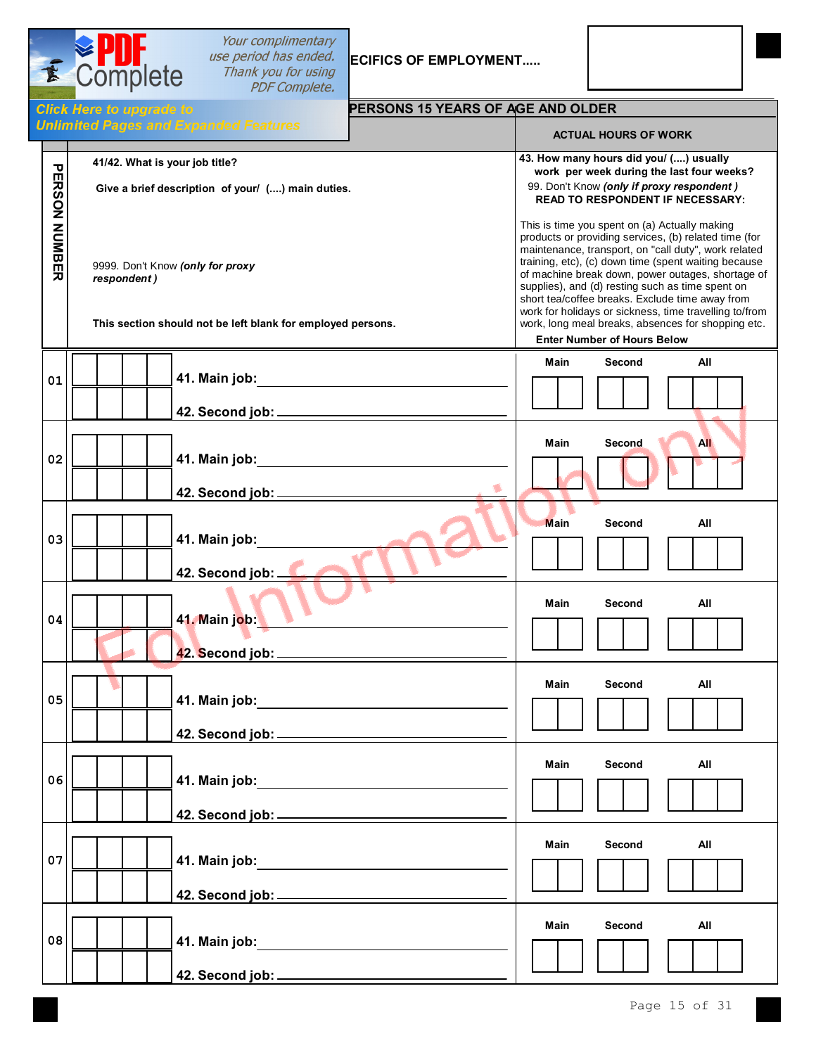## ...ECIFICS OF EMPLOYMENT.....

### PERSONS 15 YEARS OF AGE AND OLDER

| PERSON NUMBER | 41/42. What is your job title?<br><br>Give a brief description of your/ (....) main duties.<br><br>9999. Don't Know *(only for proxy respondent)*<br><br>This section should not be left blank for employed persons. | ACTUAL HOURS OF WORK<br><br>43. How many hours did you/ (....) usually work per week during the last four weeks?<br>99. Don't Know *(only if proxy respondent)*<br>READ TO RESPONDENT IF NECESSARY:<br><br>This is time you spent on (a) Actually making products or providing services, (b) related time (for maintenance, transport, on "call duty", work related training, etc), (c) down time (spent waiting because of machine break down, power outages, shortage of supplies), and (d) resting such as time spent on short tea/coffee breaks. Exclude time away from work for holidays or sickness, time travelling to/from work, long meal breaks, absences for shopping etc.<br><br>Enter Number of Hours Below |
|---|---|---|
| 01 | 41. Main job: ______<br>42. Second job: ______ | Main ☐☐ Second ☐☐ All ☐☐☐ |
| 02 | 41. Main job: ______<br>42. Second job: ______ | Main ☐☐ Second ☐☐ All ☐☐☐ |
| 03 | 41. Main job: ______<br>42. Second job: ______ | Main ☐☐ Second ☐☐ All ☐☐☐ |
| 04 | 41. Main job: ______<br>42. Second job: ______ | Main ☐☐ Second ☐☐ All ☐☐☐ |
| 05 | 41. Main job: ______<br>42. Second job: ______ | Main ☐☐ Second ☐☐ All ☐☐☐ |
| 06 | 41. Main job: ______<br>42. Second job: ______ | Main ☐☐ Second ☐☐ All ☐☐☐ |
| 07 | 41. Main job: ______<br>42. Second job: ______ | Main ☐☐ Second ☐☐ All ☐☐☐ |
| 08 | 41. Main job: ______<br>42. Second job: ______ | Main ☐☐ Second ☐☐ All ☐☐☐ |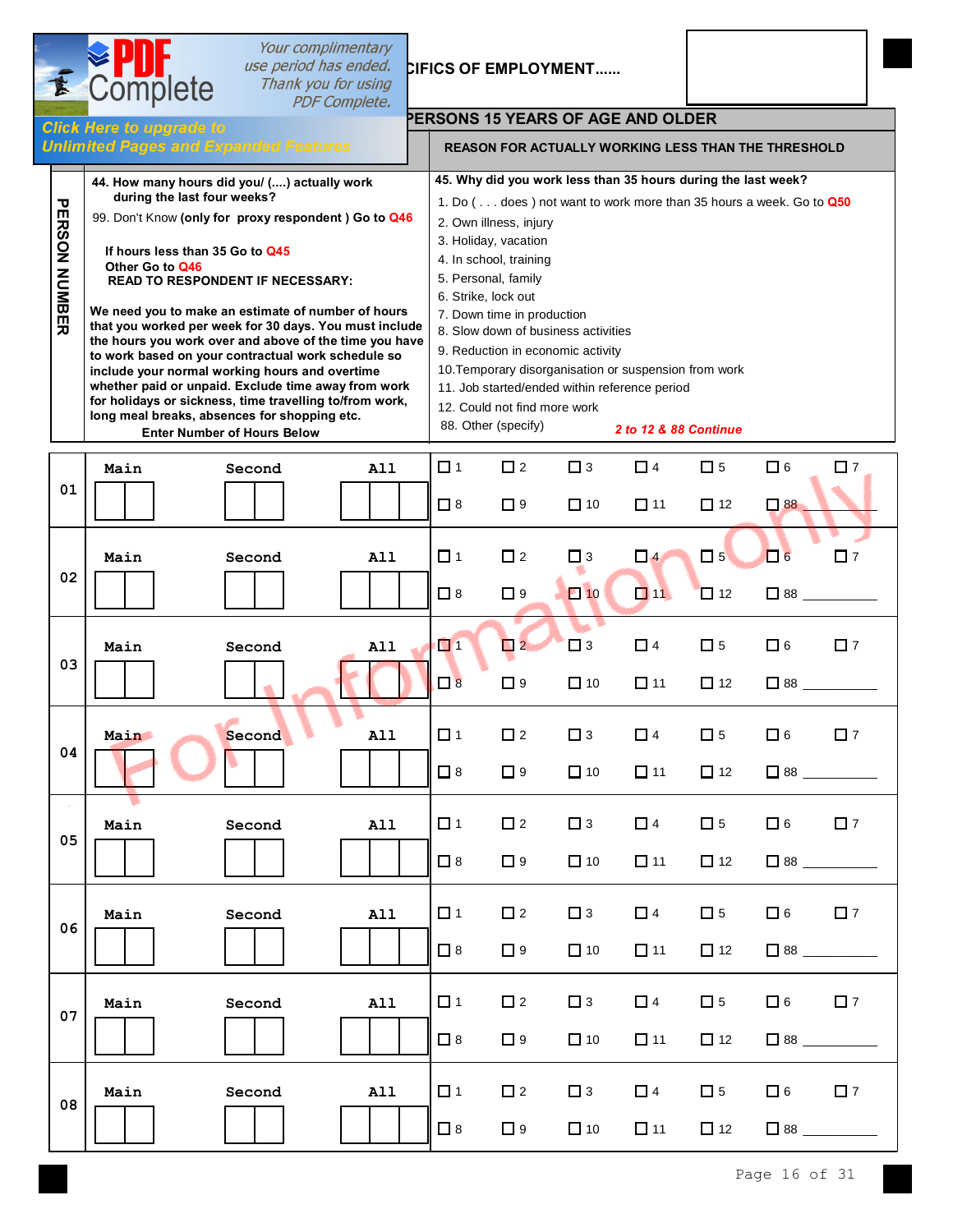CIFICS OF EMPLOYMENT......

PERSONS 15 YEARS OF AGE AND OLDER

REASON FOR ACTUALLY WORKING LESS THAN THE THRESHOLD

**44. How many hours did you/ (....) actually work during the last four weeks?**

99. Don't Know **(only for proxy respondent ) Go to** Q46

**If hours less than 35 Go to** Q45
**Other Go to** Q46
**READ TO RESPONDENT IF NECESSARY:**

**We need you to make an estimate of number of hours that you worked per week for 30 days. You must include the hours you work over and above of the time you have to work based on your contractual work schedule so include your normal working hours and overtime whether paid or unpaid. Exclude time away from work for holidays or sickness, time travelling to/from work, long meal breaks, absences for shopping etc.**

**Enter Number of Hours Below**

**45. Why did you work less than 35 hours during the last week?**

1. Do ( . . . does ) not want to work more than 35 hours a week. Go to Q50
2. Own illness, injury
3. Holiday, vacation
4. In school, training
5. Personal, family
6. Strike, lock out
7. Down time in production
8. Slow down of business activities
9. Reduction in economic activity
10. Temporary disorganisation or suspension from work
11. Job started/ended within reference period
12. Could not find more work
88. Other (specify)

*2 to 12 & 88 Continue*

| PERSON NUMBER | Main | Second | All | Q45 |
|---|---|---|---|---|
| 01 | | | | ☐ 1 ☐ 2 ☐ 3 ☐ 4 ☐ 5 ☐ 6 ☐ 7 ☐ 8 ☐ 9 ☐ 10 ☐ 11 ☐ 12 ☐ 88 ______ |
| 02 | | | | ☐ 1 ☐ 2 ☐ 3 ☐ 4 ☐ 5 ☐ 6 ☐ 7 ☐ 8 ☐ 9 ☐ 10 ☐ 11 ☐ 12 ☐ 88 ______ |
| 03 | | | | ☐ 1 ☐ 2 ☐ 3 ☐ 4 ☐ 5 ☐ 6 ☐ 7 ☐ 8 ☐ 9 ☐ 10 ☐ 11 ☐ 12 ☐ 88 ______ |
| 04 | | | | ☐ 1 ☐ 2 ☐ 3 ☐ 4 ☐ 5 ☐ 6 ☐ 7 ☐ 8 ☐ 9 ☐ 10 ☐ 11 ☐ 12 ☐ 88 ______ |
| 05 | | | | ☐ 1 ☐ 2 ☐ 3 ☐ 4 ☐ 5 ☐ 6 ☐ 7 ☐ 8 ☐ 9 ☐ 10 ☐ 11 ☐ 12 ☐ 88 ______ |
| 06 | | | | ☐ 1 ☐ 2 ☐ 3 ☐ 4 ☐ 5 ☐ 6 ☐ 7 ☐ 8 ☐ 9 ☐ 10 ☐ 11 ☐ 12 ☐ 88 ______ |
| 07 | | | | ☐ 1 ☐ 2 ☐ 3 ☐ 4 ☐ 5 ☐ 6 ☐ 7 ☐ 8 ☐ 9 ☐ 10 ☐ 11 ☐ 12 ☐ 88 ______ |
| 08 | | | | ☐ 1 ☐ 2 ☐ 3 ☐ 4 ☐ 5 ☐ 6 ☐ 7 ☐ 8 ☐ 9 ☐ 10 ☐ 11 ☐ 12 ☐ 88 ______ |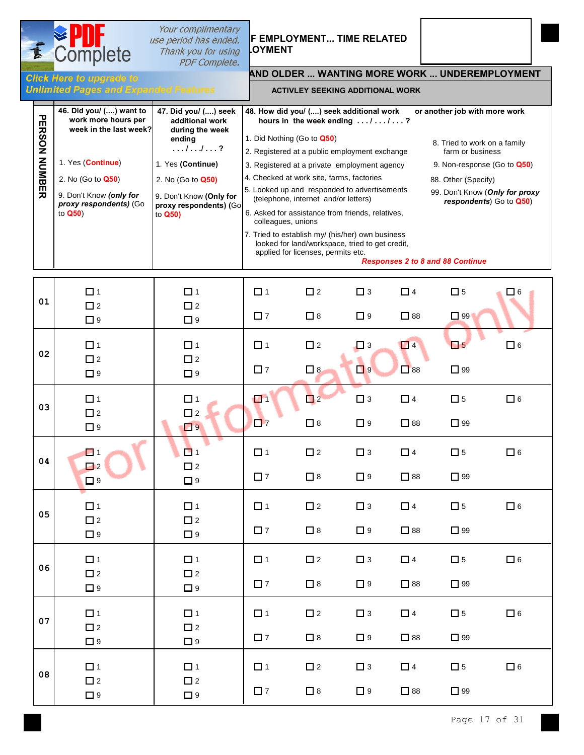F EMPLOYMENT... TIME RELATED
OYMENT

AND OLDER ... WANTING MORE WORK ... UNDEREMPLOYMENT

ACTIVLEY SEEKING ADDITIONAL WORK

| PERSON NUMBER | 46. Did you/ (....) want to work more hours per week in the last week?<br><br>1. Yes (Continue)<br>2. No (Go to Q50)<br>9. Don't Know *(only for proxy respondents)* (Go to Q50) | 47. Did you/ (....) seek additional work during the week ending . . . / . . ./ . . . ?<br><br>1. Yes (Continue)<br>2. No (Go to Q50)<br>9. Don't Know (Only for proxy respondents) (Go to Q50) | 48. How did you/ (....) seek additional work or another job with more work hours in the week ending . . . / . . . / . . . ?<br><br>1. Did Nothing (Go to Q50)<br>2. Registered at a public employment exchange<br>3. Registered at a private employment agency<br>4. Checked at work site, farms, factories<br>5. Looked up and responded to advertisements (telephone, internet and/or letters)<br>6. Asked for assistance from friends, relatives, colleagues, unions<br>7. Tried to establish my/ (his/her) own business looked for land/workspace, tried to get credit, applied for licenses, permits etc.<br>8. Tried to work on a family farm or business<br>9. Non-response (Go to Q50)<br>88. Other (Specify)<br>99. Don't Know (*Only for proxy respondents*) Go to Q50)<br>*Responses 2 to 8 and 88 Continue* |
|---|---|---|---|
| 01 | ☐ 1 ☐ 2 ☐ 9 | ☐ 1 ☐ 2 ☐ 9 | ☐ 1 ☐ 2 ☐ 3 ☐ 4 ☐ 5 ☐ 6 ☐ 7 ☐ 8 ☐ 9 ☐ 88 ☐ 99 |
| 02 | ☐ 1 ☐ 2 ☐ 9 | ☐ 1 ☐ 2 ☐ 9 | ☐ 1 ☐ 2 ☐ 3 ☐ 4 ☐ 5 ☐ 6 ☐ 7 ☐ 8 ☐ 9 ☐ 88 ☐ 99 |
| 03 | ☐ 1 ☐ 2 ☐ 9 | ☐ 1 ☐ 2 ☐ 9 | ☐ 1 ☐ 2 ☐ 3 ☐ 4 ☐ 5 ☐ 6 ☐ 7 ☐ 8 ☐ 9 ☐ 88 ☐ 99 |
| 04 | ☐ 1 ☐ 2 ☐ 9 | ☐ 1 ☐ 2 ☐ 9 | ☐ 1 ☐ 2 ☐ 3 ☐ 4 ☐ 5 ☐ 6 ☐ 7 ☐ 8 ☐ 9 ☐ 88 ☐ 99 |
| 05 | ☐ 1 ☐ 2 ☐ 9 | ☐ 1 ☐ 2 ☐ 9 | ☐ 1 ☐ 2 ☐ 3 ☐ 4 ☐ 5 ☐ 6 ☐ 7 ☐ 8 ☐ 9 ☐ 88 ☐ 99 |
| 06 | ☐ 1 ☐ 2 ☐ 9 | ☐ 1 ☐ 2 ☐ 9 | ☐ 1 ☐ 2 ☐ 3 ☐ 4 ☐ 5 ☐ 6 ☐ 7 ☐ 8 ☐ 9 ☐ 88 ☐ 99 |
| 07 | ☐ 1 ☐ 2 ☐ 9 | ☐ 1 ☐ 2 ☐ 9 | ☐ 1 ☐ 2 ☐ 3 ☐ 4 ☐ 5 ☐ 6 ☐ 7 ☐ 8 ☐ 9 ☐ 88 ☐ 99 |
| 08 | ☐ 1 ☐ 2 ☐ 9 | ☐ 1 ☐ 2 ☐ 9 | ☐ 1 ☐ 2 ☐ 3 ☐ 4 ☐ 5 ☐ 6 ☐ 7 ☐ 8 ☐ 9 ☐ 88 ☐ 99 |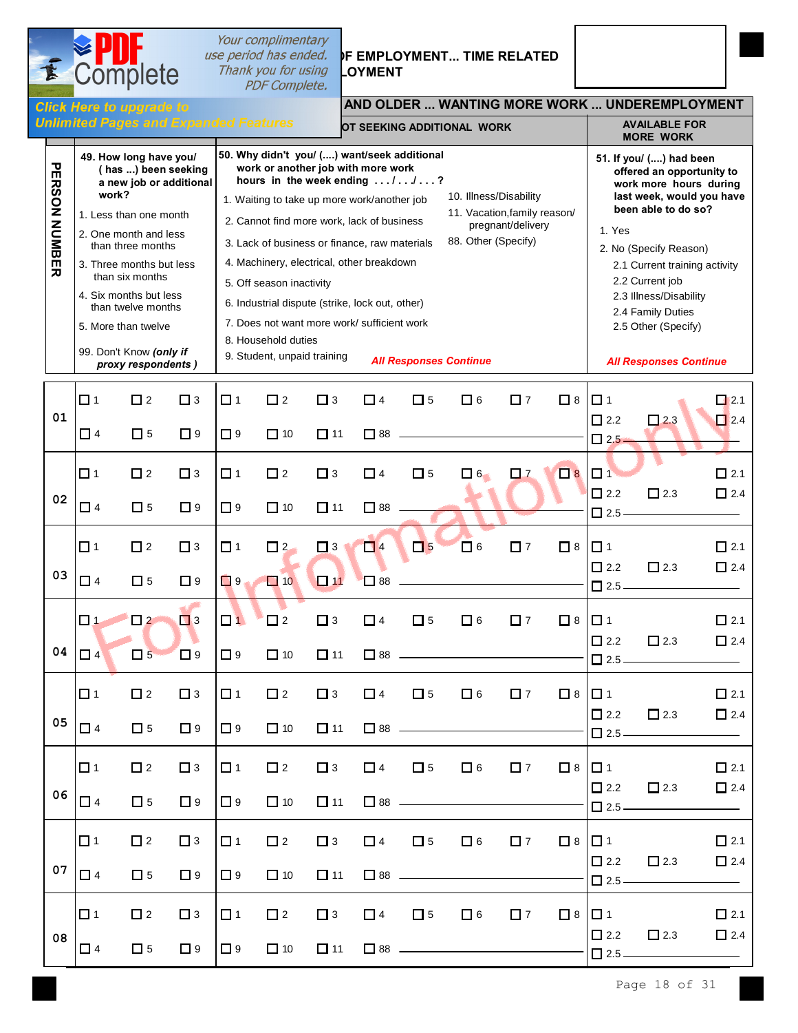**...F EMPLOYMENT... TIME RELATED ...LOYMENT**

**...AND OLDER ... WANTING MORE WORK ... UNDEREMPLOYMENT**

| PERSON NUMBER | ...OT SEEKING ADDITIONAL WORK | | AVAILABLE FOR MORE WORK |
|---|---|---|---|
| | **49. How long have you/ ( has ...) been seeking a new job or additional work?**<br>1. Less than one month<br>2. One month and less than three months<br>3. Three months but less than six months<br>4. Six months but less than twelve months<br>5. More than twelve<br>99. Don't Know *(only if proxy respondents )* | **50. Why didn't you/ (....) want/seek additional work or another job with more work hours in the week ending . . . / . . ./ . . . ?**<br>1. Waiting to take up more work/another job<br>2. Cannot find more work, lack of business<br>3. Lack of business or finance, raw materials<br>4. Machinery, electrical, other breakdown<br>5. Off season inactivity<br>6. Industrial dispute (strike, lock out, other)<br>7. Does not want more work/ sufficient work<br>8. Household duties<br>9. Student, unpaid training<br>10. Illness/Disability<br>11. Vacation,family reason/ pregnant/delivery<br>88. Other (Specify)<br>*All Responses Continue* | **51. If you/ (....) had been offered an opportunity to work more hours during last week, would you have been able to do so?**<br>1. Yes<br>2. No (Specify Reason)<br>2.1 Current training activity<br>2.2 Current job<br>2.3 Illness/Disability<br>2.4 Family Duties<br>2.5 Other (Specify)<br>*All Responses Continue* |
| 01 | ☐ 1 ☐ 2 ☐ 3 ☐ 4 ☐ 5 ☐ 9 | ☐ 1 ☐ 2 ☐ 3 ☐ 4 ☐ 5 ☐ 6 ☐ 7 ☐ 8 ☐ 9 ☐ 10 ☐ 11 ☐ 88 ______ | ☐ 1 ☐ 2.1 ☐ 2.2 ☐ 2.3 ☐ 2.4 ☐ 2.5 ______ |
| 02 | ☐ 1 ☐ 2 ☐ 3 ☐ 4 ☐ 5 ☐ 9 | ☐ 1 ☐ 2 ☐ 3 ☐ 4 ☐ 5 ☐ 6 ☐ 7 ☐ 8 ☐ 9 ☐ 10 ☐ 11 ☐ 88 ______ | ☐ 1 ☐ 2.1 ☐ 2.2 ☐ 2.3 ☐ 2.4 ☐ 2.5 ______ |
| 03 | ☐ 1 ☐ 2 ☐ 3 ☐ 4 ☐ 5 ☐ 9 | ☐ 1 ☐ 2 ☐ 3 ☐ 4 ☐ 5 ☐ 6 ☐ 7 ☐ 8 ☐ 9 ☐ 10 ☐ 11 ☐ 88 ______ | ☐ 1 ☐ 2.1 ☐ 2.2 ☐ 2.3 ☐ 2.4 ☐ 2.5 ______ |
| 04 | ☐ 1 ☐ 2 ☐ 3 ☐ 4 ☐ 5 ☐ 9 | ☐ 1 ☐ 2 ☐ 3 ☐ 4 ☐ 5 ☐ 6 ☐ 7 ☐ 8 ☐ 9 ☐ 10 ☐ 11 ☐ 88 ______ | ☐ 1 ☐ 2.1 ☐ 2.2 ☐ 2.3 ☐ 2.4 ☐ 2.5 ______ |
| 05 | ☐ 1 ☐ 2 ☐ 3 ☐ 4 ☐ 5 ☐ 9 | ☐ 1 ☐ 2 ☐ 3 ☐ 4 ☐ 5 ☐ 6 ☐ 7 ☐ 8 ☐ 9 ☐ 10 ☐ 11 ☐ 88 ______ | ☐ 1 ☐ 2.1 ☐ 2.2 ☐ 2.3 ☐ 2.4 ☐ 2.5 ______ |
| 06 | ☐ 1 ☐ 2 ☐ 3 ☐ 4 ☐ 5 ☐ 9 | ☐ 1 ☐ 2 ☐ 3 ☐ 4 ☐ 5 ☐ 6 ☐ 7 ☐ 8 ☐ 9 ☐ 10 ☐ 11 ☐ 88 ______ | ☐ 1 ☐ 2.1 ☐ 2.2 ☐ 2.3 ☐ 2.4 ☐ 2.5 ______ |
| 07 | ☐ 1 ☐ 2 ☐ 3 ☐ 4 ☐ 5 ☐ 9 | ☐ 1 ☐ 2 ☐ 3 ☐ 4 ☐ 5 ☐ 6 ☐ 7 ☐ 8 ☐ 9 ☐ 10 ☐ 11 ☐ 88 ______ | ☐ 1 ☐ 2.1 ☐ 2.2 ☐ 2.3 ☐ 2.4 ☐ 2.5 ______ |
| 08 | ☐ 1 ☐ 2 ☐ 3 ☐ 4 ☐ 5 ☐ 9 | ☐ 1 ☐ 2 ☐ 3 ☐ 4 ☐ 5 ☐ 6 ☐ 7 ☐ 8 ☐ 9 ☐ 10 ☐ 11 ☐ 88 ______ | ☐ 1 ☐ 2.1 ☐ 2.2 ☐ 2.3 ☐ 2.4 ☐ 2.5 ______ |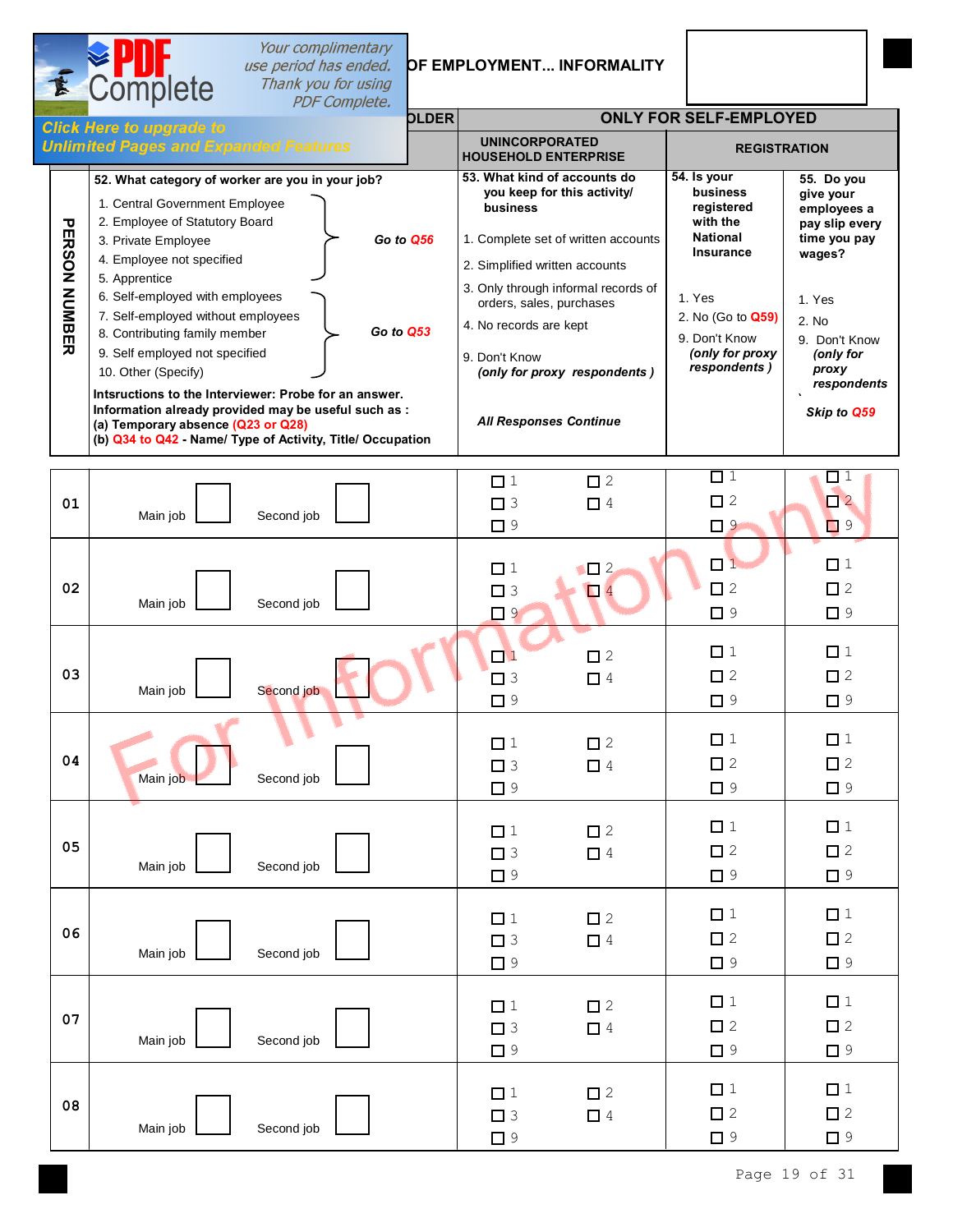# ...OF EMPLOYMENT... INFORMALITY

| PERSON NUMBER | ...OLDER | ONLY FOR SELF-EMPLOYED | | |
|---|---|---|---|---|
| | | UNINCORPORATED HOUSEHOLD ENTERPRISE | REGISTRATION | |
| | **52. What category of worker are you in your job?**<br>1. Central Government Employee<br>2. Employee of Statutory Board<br>3. Private Employee<br>4. Employee not specified<br>5. Apprentice<br>(1–5: *Go to Q56*)<br>6. Self-employed with employees<br>7. Self-employed without employees<br>8. Contributing family member<br>9. Self employed not specified<br>10. Other (Specify)<br>(6–10: *Go to Q53*)<br>**Intsructions to the Interviewer: Probe for an answer. Information already provided may be useful such as :**<br>**(a) Temporary absence (Q23 or Q28)**<br>**(b) Q34 to Q42 - Name/ Type of Activity, Title/ Occupation** | **53. What kind of accounts do you keep for this activity/ business**<br>1. Complete set of written accounts<br>2. Simplified written accounts<br>3. Only through informal records of orders, sales, purchases<br>4. No records are kept<br>9. Don't Know *(only for proxy respondents )*<br>*All Responses Continue* | **54. Is your business registered with the National Insurance**<br>1. Yes<br>2. No (Go to Q59)<br>9. Don't Know *(only for proxy respondents )* | **55. Do you give your employees a pay slip every time you pay wages?**<br>1. Yes<br>2. No<br>9. Don't Know *(only for proxy respondents)*<br>*Skip to Q59* |
| 01 | Main job ☐ Second job ☐ | ☐ 1 ☐ 2 ☐ 3 ☐ 4 ☐ 9 | ☐ 1 ☐ 2 ☐ 9 | ☐ 1 ☐ 2 ☐ 9 |
| 02 | Main job ☐ Second job ☐ | ☐ 1 ☐ 2 ☐ 3 ☐ 4 ☐ 9 | ☐ 1 ☐ 2 ☐ 9 | ☐ 1 ☐ 2 ☐ 9 |
| 03 | Main job ☐ Second job ☐ | ☐ 1 ☐ 2 ☐ 3 ☐ 4 ☐ 9 | ☐ 1 ☐ 2 ☐ 9 | ☐ 1 ☐ 2 ☐ 9 |
| 04 | Main job ☐ Second job ☐ | ☐ 1 ☐ 2 ☐ 3 ☐ 4 ☐ 9 | ☐ 1 ☐ 2 ☐ 9 | ☐ 1 ☐ 2 ☐ 9 |
| 05 | Main job ☐ Second job ☐ | ☐ 1 ☐ 2 ☐ 3 ☐ 4 ☐ 9 | ☐ 1 ☐ 2 ☐ 9 | ☐ 1 ☐ 2 ☐ 9 |
| 06 | Main job ☐ Second job ☐ | ☐ 1 ☐ 2 ☐ 3 ☐ 4 ☐ 9 | ☐ 1 ☐ 2 ☐ 9 | ☐ 1 ☐ 2 ☐ 9 |
| 07 | Main job ☐ Second job ☐ | ☐ 1 ☐ 2 ☐ 3 ☐ 4 ☐ 9 | ☐ 1 ☐ 2 ☐ 9 | ☐ 1 ☐ 2 ☐ 9 |
| 08 | Main job ☐ Second job ☐ | ☐ 1 ☐ 2 ☐ 3 ☐ 4 ☐ 9 | ☐ 1 ☐ 2 ☐ 9 | ☐ 1 ☐ 2 ☐ 9 |

For Information only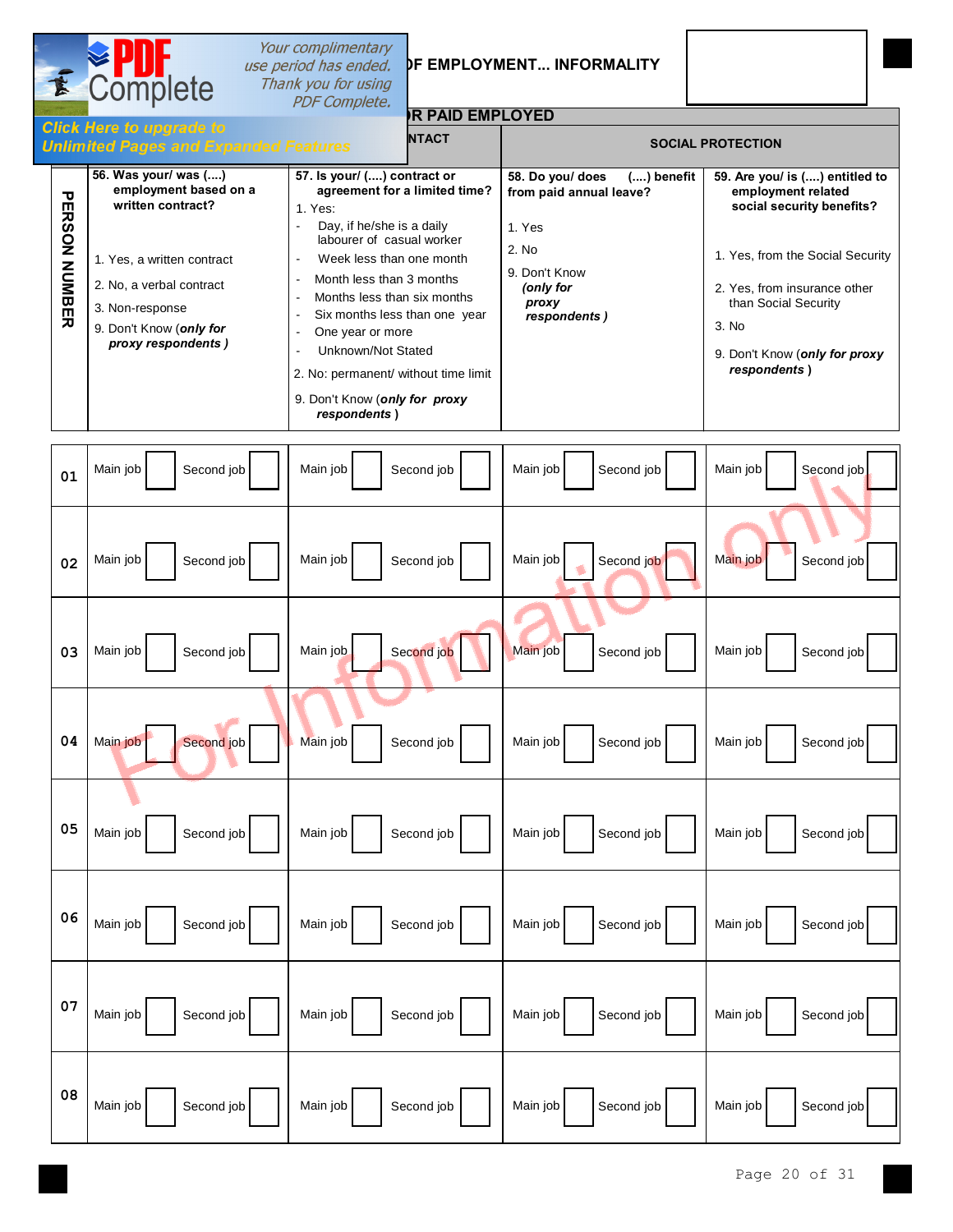## ...OF EMPLOYMENT... INFORMALITY

### ...R PAID EMPLOYED

| PERSON NUMBER | ...NTACT | | SOCIAL PROTECTION | |
|---|---|---|---|---|
| | **56. Was your/ was (....) employment based on a written contract?**<br><br>1. Yes, a written contract<br>2. No, a verbal contract<br>3. Non-response<br>9. Don't Know (***only for proxy respondents***) | **57. Is your/ (....) contract or agreement for a limited time?**<br>1. Yes:<br>- Day, if he/she is a daily labourer of casual worker<br>- Week less than one month<br>- Month less than 3 months<br>- Months less than six months<br>- Six months less than one year<br>- One year or more<br>- Unknown/Not Stated<br>2. No: permanent/ without time limit<br>9. Don't Know (***only for proxy respondents***) | **58. Do you/ does (....) benefit from paid annual leave?**<br><br>1. Yes<br>2. No<br>9. Don't Know (***only for proxy respondents***) | **59. Are you/ is (....) entitled to employment related social security benefits?**<br><br>1. Yes, from the Social Security<br>2. Yes, from insurance other than Social Security<br>3. No<br>9. Don't Know (***only for proxy respondents***) |
| 01 | Main job ☐ Second job ☐ | Main job ☐ Second job ☐ | Main job ☐ Second job ☐ | Main job ☐ Second job ☐ |
| 02 | Main job ☐ Second job ☐ | Main job ☐ Second job ☐ | Main job ☐ Second job ☐ | Main job ☐ Second job ☐ |
| 03 | Main job ☐ Second job ☐ | Main job ☐ Second job ☐ | Main job ☐ Second job ☐ | Main job ☐ Second job ☐ |
| 04 | Main job ☐ Second job ☐ | Main job ☐ Second job ☐ | Main job ☐ Second job ☐ | Main job ☐ Second job ☐ |
| 05 | Main job ☐ Second job ☐ | Main job ☐ Second job ☐ | Main job ☐ Second job ☐ | Main job ☐ Second job ☐ |
| 06 | Main job ☐ Second job ☐ | Main job ☐ Second job ☐ | Main job ☐ Second job ☐ | Main job ☐ Second job ☐ |
| 07 | Main job ☐ Second job ☐ | Main job ☐ Second job ☐ | Main job ☐ Second job ☐ | Main job ☐ Second job ☐ |
| 08 | Main job ☐ Second job ☐ | Main job ☐ Second job ☐ | Main job ☐ Second job ☐ | Main job ☐ Second job ☐ |

For Information only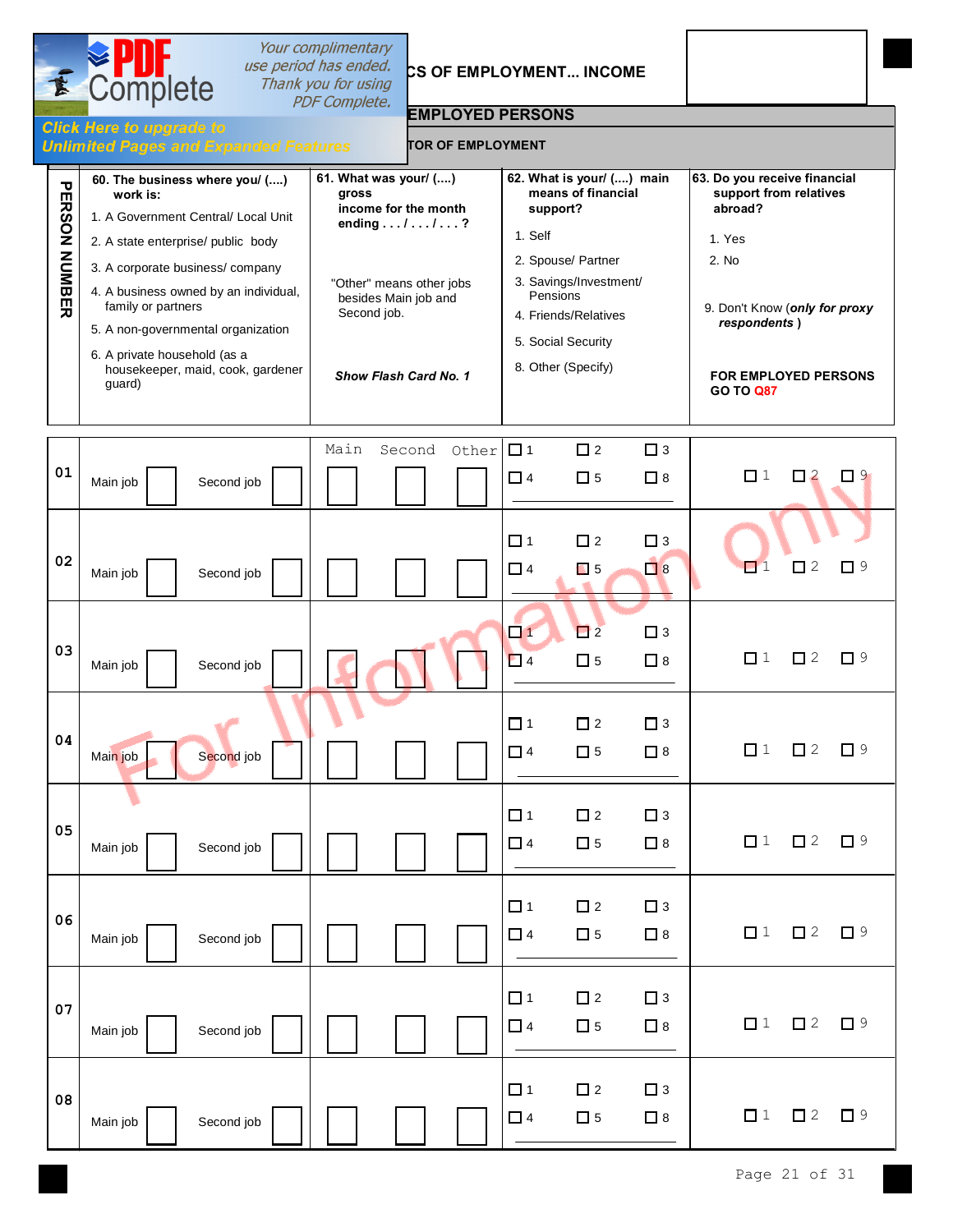CS OF EMPLOYMENT... INCOME

EMPLOYED PERSONS

TOR OF EMPLOYMENT

| PERSON NUMBER | 60. The business where you/ (....) work is:<br>1. A Government Central/ Local Unit<br>2. A state enterprise/ public body<br>3. A corporate business/ company<br>4. A business owned by an individual, family or partners<br>5. A non-governmental organization<br>6. A private household (as a housekeeper, maid, cook, gardener guard) | | 61. What was your/ (....) gross income for the month ending . . . / . . . / . . . ?<br>"Other" means other jobs besides Main job and Second job.<br>*Show Flash Card No. 1* | | | 62. What is your/ (....) main means of financial support?<br>1. Self<br>2. Spouse/ Partner<br>3. Savings/Investment/ Pensions<br>4. Friends/Relatives<br>5. Social Security<br>8. Other (Specify) | 63. Do you receive financial support from relatives abroad?<br>1. Yes<br>2. No<br>9. Don't Know (*only for proxy respondents* )<br>**FOR EMPLOYED PERSONS GO TO Q87** |
|---|---|---|---|---|---|---|---|
| | | | Main | Second | Other | | |
| 01 | Main job ☐ | Second job ☐ | ☐ | ☐ | ☐ | ☐ 1 ☐ 2 ☐ 3 ☐ 4 ☐ 5 ☐ 8 | ☐ 1 ☐ 2 ☐ 9 |
| 02 | Main job ☐ | Second job ☐ | ☐ | ☐ | ☐ | ☐ 1 ☐ 2 ☐ 3 ☐ 4 ☐ 5 ☐ 8 | ☐ 1 ☐ 2 ☐ 9 |
| 03 | Main job ☐ | Second job ☐ | ☐ | ☐ | ☐ | ☐ 1 ☐ 2 ☐ 3 ☐ 4 ☐ 5 ☐ 8 | ☐ 1 ☐ 2 ☐ 9 |
| 04 | Main job ☐ | Second job ☐ | ☐ | ☐ | ☐ | ☐ 1 ☐ 2 ☐ 3 ☐ 4 ☐ 5 ☐ 8 | ☐ 1 ☐ 2 ☐ 9 |
| 05 | Main job ☐ | Second job ☐ | ☐ | ☐ | ☐ | ☐ 1 ☐ 2 ☐ 3 ☐ 4 ☐ 5 ☐ 8 | ☐ 1 ☐ 2 ☐ 9 |
| 06 | Main job ☐ | Second job ☐ | ☐ | ☐ | ☐ | ☐ 1 ☐ 2 ☐ 3 ☐ 4 ☐ 5 ☐ 8 | ☐ 1 ☐ 2 ☐ 9 |
| 07 | Main job ☐ | Second job ☐ | ☐ | ☐ | ☐ | ☐ 1 ☐ 2 ☐ 3 ☐ 4 ☐ 5 ☐ 8 | ☐ 1 ☐ 2 ☐ 9 |
| 08 | Main job ☐ | Second job ☐ | ☐ | ☐ | ☐ | ☐ 1 ☐ 2 ☐ 3 ☐ 4 ☐ 5 ☐ 8 | ☐ 1 ☐ 2 ☐ 9 |

For Information only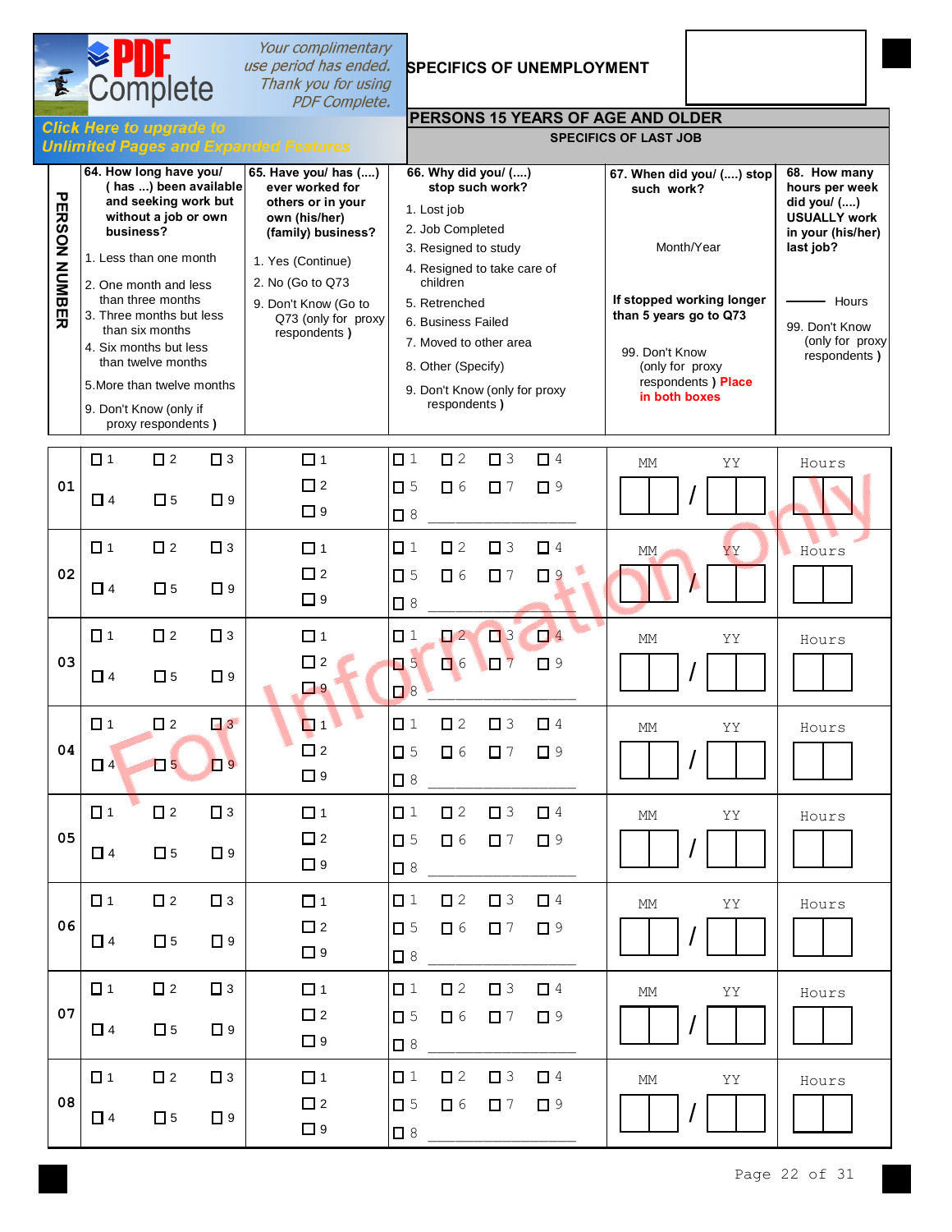## SPECIFICS OF UNEMPLOYMENT

## PERSONS 15 YEARS OF AGE AND OLDER

### SPECIFICS OF LAST JOB

| PERSON NUMBER | 64. How long have you/ ( has ...) been available and seeking work but without a job or own business?<br>1. Less than one month<br>2. One month and less than three months<br>3. Three months but less than six months<br>4. Six months but less than twelve months<br>5. More than twelve months<br>9. Don't Know (only if proxy respondents ) | 65. Have you/ has (....) ever worked for others or in your own (his/her) (family) business?<br>1. Yes (Continue)<br>2. No (Go to Q73<br>9. Don't Know (Go to Q73 (only for proxy respondents ) | 66. Why did you/ (....) stop such work?<br>1. Lost job<br>2. Job Completed<br>3. Resigned to study<br>4. Resigned to take care of children<br>5. Retrenched<br>6. Business Failed<br>7. Moved to other area<br>8. Other (Specify)<br>9. Don't Know (only for proxy respondents ) | 67. When did you/ (....) stop such work?<br>Month/Year<br>If stopped working longer than 5 years go to Q73<br>99. Don't Know (only for proxy respondents ) Place in both boxes | 68. How many hours per week did you/ (....) USUALLY work in your (his/her) last job?<br>_____ Hours<br>99. Don't Know (only for proxy respondents ) |
|---|---|---|---|---|---|
| 01 | ☐ 1 ☐ 2 ☐ 3<br>☐ 4 ☐ 5 ☐ 9 | ☐ 1<br>☐ 2<br>☐ 9 | ☐ 1 ☐ 2 ☐ 3 ☐ 4<br>☐ 5 ☐ 6 ☐ 7 ☐ 9<br>☐ 8 ____________ | MM [ ][ ] / YY [ ][ ] | Hours [ ][ ] |
| 02 | ☐ 1 ☐ 2 ☐ 3<br>☐ 4 ☐ 5 ☐ 9 | ☐ 1<br>☐ 2<br>☐ 9 | ☐ 1 ☐ 2 ☐ 3 ☐ 4<br>☐ 5 ☐ 6 ☐ 7 ☐ 9<br>☐ 8 ____________ | MM [ ][ ] / YY [ ][ ] | Hours [ ][ ] |
| 03 | ☐ 1 ☐ 2 ☐ 3<br>☐ 4 ☐ 5 ☐ 9 | ☐ 1<br>☐ 2<br>☐ 9 | ☐ 1 ☐ 2 ☐ 3 ☐ 4<br>☐ 5 ☐ 6 ☐ 7 ☐ 9<br>☐ 8 ____________ | MM [ ][ ] / YY [ ][ ] | Hours [ ][ ] |
| 04 | ☐ 1 ☐ 2 ☐ 3<br>☐ 4 ☐ 5 ☐ 9 | ☐ 1<br>☐ 2<br>☐ 9 | ☐ 1 ☐ 2 ☐ 3 ☐ 4<br>☐ 5 ☐ 6 ☐ 7 ☐ 9<br>☐ 8 ____________ | MM [ ][ ] / YY [ ][ ] | Hours [ ][ ] |
| 05 | ☐ 1 ☐ 2 ☐ 3<br>☐ 4 ☐ 5 ☐ 9 | ☐ 1<br>☐ 2<br>☐ 9 | ☐ 1 ☐ 2 ☐ 3 ☐ 4<br>☐ 5 ☐ 6 ☐ 7 ☐ 9<br>☐ 8 ____________ | MM [ ][ ] / YY [ ][ ] | Hours [ ][ ] |
| 06 | ☐ 1 ☐ 2 ☐ 3<br>☐ 4 ☐ 5 ☐ 9 | ☐ 1<br>☐ 2<br>☐ 9 | ☐ 1 ☐ 2 ☐ 3 ☐ 4<br>☐ 5 ☐ 6 ☐ 7 ☐ 9<br>☐ 8 ____________ | MM [ ][ ] / YY [ ][ ] | Hours [ ][ ] |
| 07 | ☐ 1 ☐ 2 ☐ 3<br>☐ 4 ☐ 5 ☐ 9 | ☐ 1<br>☐ 2<br>☐ 9 | ☐ 1 ☐ 2 ☐ 3 ☐ 4<br>☐ 5 ☐ 6 ☐ 7 ☐ 9<br>☐ 8 ____________ | MM [ ][ ] / YY [ ][ ] | Hours [ ][ ] |
| 08 | ☐ 1 ☐ 2 ☐ 3<br>☐ 4 ☐ 5 ☐ 9 | ☐ 1<br>☐ 2<br>☐ 9 | ☐ 1 ☐ 2 ☐ 3 ☐ 4<br>☐ 5 ☐ 6 ☐ 7 ☐ 9<br>☐ 8 ____________ | MM [ ][ ] / YY [ ][ ] | Hours [ ][ ] |

For Information only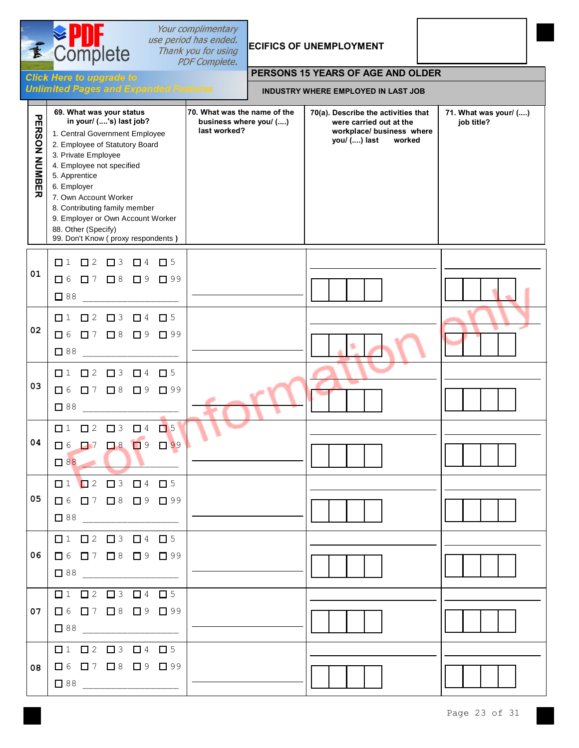## ECIFICS OF UNEMPLOYMENT

### PERSONS 15 YEARS OF AGE AND OLDER

#### INDUSTRY WHERE EMPLOYED IN LAST JOB

| PERSON NUMBER | 69. What was your status in your/ (....'s) last job?<br>1. Central Government Employee<br>2. Employee of Statutory Board<br>3. Private Employee<br>4. Employee not specified<br>5. Apprentice<br>6. Employer<br>7. Own Account Worker<br>8. Contributing family member<br>9. Employer or Own Account Worker<br>88. Other (Specify)<br>99. Don't Know ( proxy respondents ) | 70. What was the name of the business where you/ (....) last worked? | 70(a). Describe the activities that were carried out at the workplace/ business where you/ (....) last worked | 71. What was your/ (....) job title? |
|---|---|---|---|---|
| 01 | ☐ 1 ☐ 2 ☐ 3 ☐ 4 ☐ 5<br>☐ 6 ☐ 7 ☐ 8 ☐ 9 ☐ 99<br>☐ 88 ____________ | ____________ | ____________<br>☐☐☐☐ | ____________<br>☐☐☐☐ |
| 02 | ☐ 1 ☐ 2 ☐ 3 ☐ 4 ☐ 5<br>☐ 6 ☐ 7 ☐ 8 ☐ 9 ☐ 99<br>☐ 88 ____________ | ____________ | ____________<br>☐☐☐☐ | ____________<br>☐☐☐☐ |
| 03 | ☐ 1 ☐ 2 ☐ 3 ☐ 4 ☐ 5<br>☐ 6 ☐ 7 ☐ 8 ☐ 9 ☐ 99<br>☐ 88 ____________ | ____________ | ____________<br>☐☐☐☐ | ____________<br>☐☐☐☐ |
| 04 | ☐ 1 ☐ 2 ☐ 3 ☐ 4 ☐ 5<br>☐ 6 ☐ 7 ☐ 8 ☐ 9 ☐ 99<br>☐ 88 ____________ | ____________ | ____________<br>☐☐☐☐ | ____________<br>☐☐☐☐ |
| 05 | ☐ 1 ☐ 2 ☐ 3 ☐ 4 ☐ 5<br>☐ 6 ☐ 7 ☐ 8 ☐ 9 ☐ 99<br>☐ 88 ____________ | ____________ | ____________<br>☐☐☐☐ | ____________<br>☐☐☐☐ |
| 06 | ☐ 1 ☐ 2 ☐ 3 ☐ 4 ☐ 5<br>☐ 6 ☐ 7 ☐ 8 ☐ 9 ☐ 99<br>☐ 88 ____________ | ____________ | ____________<br>☐☐☐☐ | ____________<br>☐☐☐☐ |
| 07 | ☐ 1 ☐ 2 ☐ 3 ☐ 4 ☐ 5<br>☐ 6 ☐ 7 ☐ 8 ☐ 9 ☐ 99<br>☐ 88 ____________ | ____________ | ____________<br>☐☐☐☐ | ____________<br>☐☐☐☐ |
| 08 | ☐ 1 ☐ 2 ☐ 3 ☐ 4 ☐ 5<br>☐ 6 ☐ 7 ☐ 8 ☐ 9 ☐ 99<br>☐ 88 ____________ | ____________ | ____________<br>☐☐☐☐ | ____________<br>☐☐☐☐ |

For Information only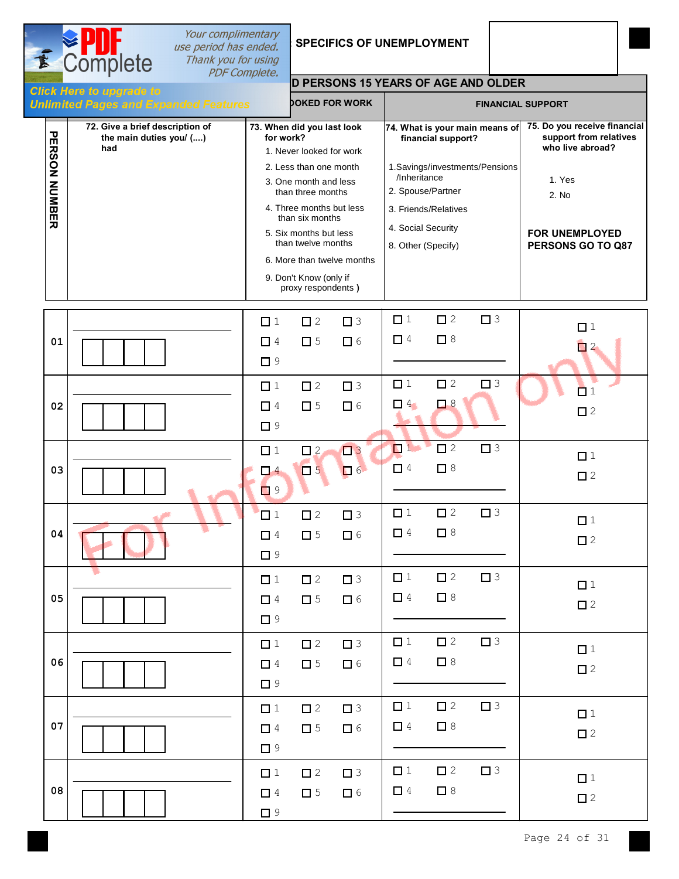## ...SPECIFICS OF UNEMPLOYMENT

### ...D PERSONS 15 YEARS OF AGE AND OLDER

| PERSON NUMBER | ...OOKED FOR WORK | | FINANCIAL SUPPORT | |
|---|---|---|---|---|
| | 72. Give a brief description of the main duties you/ (....) had | 73. When did you last look for work?<br>1. Never looked for work<br>2. Less than one month<br>3. One month and less than three months<br>4. Three months but less than six months<br>5. Six months but less than twelve months<br>6. More than twelve months<br>9. Don't Know (only if proxy respondents ) | 74. What is your main means of financial support?<br>1.Savings/investments/Pensions /Inheritance<br>2. Spouse/Partner<br>3. Friends/Relatives<br>4. Social Security<br>8. Other (Specify) | 75. Do you receive financial support from relatives who live abroad?<br>1. Yes<br>2. No<br>**FOR UNEMPLOYED PERSONS GO TO Q87** |
| 01 | ________ ☐☐☐☐ | ☐ 1 ☐ 2 ☐ 3 ☐ 4 ☐ 5 ☐ 6 ☐ 9 | ☐ 1 ☐ 2 ☐ 3 ☐ 4 ☐ 8 ________ | ☐ 1 ☐ 2 |
| 02 | ________ ☐☐☐☐ | ☐ 1 ☐ 2 ☐ 3 ☐ 4 ☐ 5 ☐ 6 ☐ 9 | ☐ 1 ☐ 2 ☐ 3 ☐ 4 ☐ 8 ________ | ☐ 1 ☐ 2 |
| 03 | ________ ☐☐☐☐ | ☐ 1 ☐ 2 ☐ 3 ☐ 4 ☐ 5 ☐ 6 ☐ 9 | ☐ 1 ☐ 2 ☐ 3 ☐ 4 ☐ 8 ________ | ☐ 1 ☐ 2 |
| 04 | ________ ☐☐☐☐ | ☐ 1 ☐ 2 ☐ 3 ☐ 4 ☐ 5 ☐ 6 ☐ 9 | ☐ 1 ☐ 2 ☐ 3 ☐ 4 ☐ 8 ________ | ☐ 1 ☐ 2 |
| 05 | ________ ☐☐☐☐ | ☐ 1 ☐ 2 ☐ 3 ☐ 4 ☐ 5 ☐ 6 ☐ 9 | ☐ 1 ☐ 2 ☐ 3 ☐ 4 ☐ 8 ________ | ☐ 1 ☐ 2 |
| 06 | ________ ☐☐☐☐ | ☐ 1 ☐ 2 ☐ 3 ☐ 4 ☐ 5 ☐ 6 ☐ 9 | ☐ 1 ☐ 2 ☐ 3 ☐ 4 ☐ 8 ________ | ☐ 1 ☐ 2 |
| 07 | ________ ☐☐☐☐ | ☐ 1 ☐ 2 ☐ 3 ☐ 4 ☐ 5 ☐ 6 ☐ 9 | ☐ 1 ☐ 2 ☐ 3 ☐ 4 ☐ 8 ________ | ☐ 1 ☐ 2 |
| 08 | ________ ☐☐☐☐ | ☐ 1 ☐ 2 ☐ 3 ☐ 4 ☐ 5 ☐ 6 ☐ 9 | ☐ 1 ☐ 2 ☐ 3 ☐ 4 ☐ 8 ________ | ☐ 1 ☐ 2 |

For Information only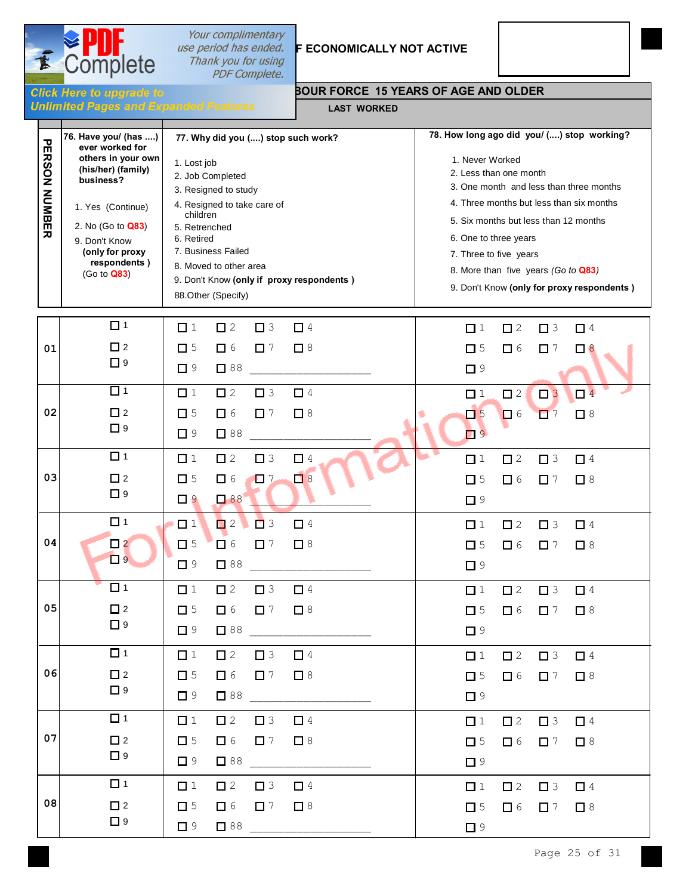## F ECONOMICALLY NOT ACTIVE

### BOUR FORCE 15 YEARS OF AGE AND OLDER

**LAST WORKED**

| PERSON NUMBER | 76. Have you/ (has ....) ever worked for others in your own (his/her) (family) business? 1. Yes (Continue) 2. No (Go to Q83) 9. Don't Know **(only for proxy respondents )** (Go to Q83) | 77. Why did you (....) stop such work? 1. Lost job 2. Job Completed 3. Resigned to study 4. Resigned to take care of children 5. Retrenched 6. Retired 7. Business Failed 8. Moved to other area 9. Don't Know **(only if proxy respondents )** 88.Other (Specify) | 78. How long ago did you/ (....) stop working? 1. Never Worked 2. Less than one month 3. One month and less than three months 4. Three months but less than six months 5. Six months but less than 12 months 6. One to three years 7. Three to five years 8. More than five years *(Go to Q83)* 9. Don't Know **(only for proxy respondents )** |
|---|---|---|---|
| 01 | ☐ 1 ☐ 2 ☐ 9 | ☐ 1 ☐ 2 ☐ 3 ☐ 4 ☐ 5 ☐ 6 ☐ 7 ☐ 8 ☐ 9 ☐ 88 ____________ | ☐ 1 ☐ 2 ☐ 3 ☐ 4 ☐ 5 ☐ 6 ☐ 7 ☐ 8 ☐ 9 |
| 02 | ☐ 1 ☐ 2 ☐ 9 | ☐ 1 ☐ 2 ☐ 3 ☐ 4 ☐ 5 ☐ 6 ☐ 7 ☐ 8 ☐ 9 ☐ 88 ____________ | ☐ 1 ☐ 2 ☐ 3 ☐ 4 ☐ 5 ☐ 6 ☐ 7 ☐ 8 ☐ 9 |
| 03 | ☐ 1 ☐ 2 ☐ 9 | ☐ 1 ☐ 2 ☐ 3 ☐ 4 ☐ 5 ☐ 6 ☐ 7 ☐ 8 ☐ 9 ☐ 88 ____________ | ☐ 1 ☐ 2 ☐ 3 ☐ 4 ☐ 5 ☐ 6 ☐ 7 ☐ 8 ☐ 9 |
| 04 | ☐ 1 ☐ 2 ☐ 9 | ☐ 1 ☐ 2 ☐ 3 ☐ 4 ☐ 5 ☐ 6 ☐ 7 ☐ 8 ☐ 9 ☐ 88 ____________ | ☐ 1 ☐ 2 ☐ 3 ☐ 4 ☐ 5 ☐ 6 ☐ 7 ☐ 8 ☐ 9 |
| 05 | ☐ 1 ☐ 2 ☐ 9 | ☐ 1 ☐ 2 ☐ 3 ☐ 4 ☐ 5 ☐ 6 ☐ 7 ☐ 8 ☐ 9 ☐ 88 ____________ | ☐ 1 ☐ 2 ☐ 3 ☐ 4 ☐ 5 ☐ 6 ☐ 7 ☐ 8 ☐ 9 |
| 06 | ☐ 1 ☐ 2 ☐ 9 | ☐ 1 ☐ 2 ☐ 3 ☐ 4 ☐ 5 ☐ 6 ☐ 7 ☐ 8 ☐ 9 ☐ 88 ____________ | ☐ 1 ☐ 2 ☐ 3 ☐ 4 ☐ 5 ☐ 6 ☐ 7 ☐ 8 ☐ 9 |
| 07 | ☐ 1 ☐ 2 ☐ 9 | ☐ 1 ☐ 2 ☐ 3 ☐ 4 ☐ 5 ☐ 6 ☐ 7 ☐ 8 ☐ 9 ☐ 88 ____________ | ☐ 1 ☐ 2 ☐ 3 ☐ 4 ☐ 5 ☐ 6 ☐ 7 ☐ 8 ☐ 9 |
| 08 | ☐ 1 ☐ 2 ☐ 9 | ☐ 1 ☐ 2 ☐ 3 ☐ 4 ☐ 5 ☐ 6 ☐ 7 ☐ 8 ☐ 9 ☐ 88 ____________ | ☐ 1 ☐ 2 ☐ 3 ☐ 4 ☐ 5 ☐ 6 ☐ 7 ☐ 8 ☐ 9 |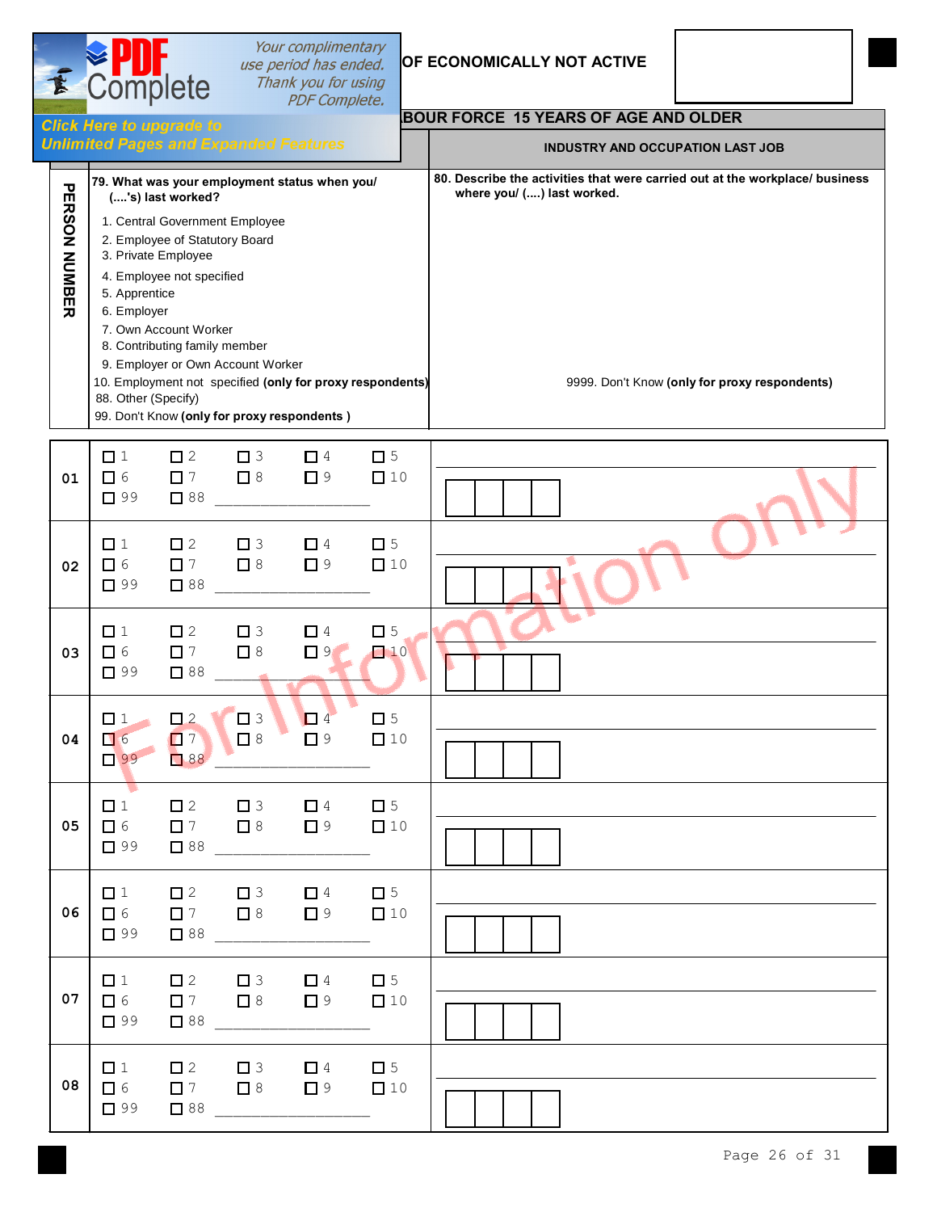OF ECONOMICALLY NOT ACTIVE

BOUR FORCE 15 YEARS OF AGE AND OLDER

| PERSON NUMBER | 79. What was your employment status when you/ (....'s) last worked? | INDUSTRY AND OCCUPATION LAST JOB<br>80. Describe the activities that were carried out at the workplace/ business where you/ (....) last worked. |
|---|---|---|
| | 1. Central Government Employee<br>2. Employee of Statutory Board<br>3. Private Employee<br>4. Employee not specified<br>5. Apprentice<br>6. Employer<br>7. Own Account Worker<br>8. Contributing family member<br>9. Employer or Own Account Worker<br>10. Employment not specified **(only for proxy respondents)**<br>88. Other (Specify)<br>99. Don't Know **(only for proxy respondents )** | 9999. Don't Know **(only for proxy respondents)** |
| 01 | ☐ 1 ☐ 2 ☐ 3 ☐ 4 ☐ 5<br>☐ 6 ☐ 7 ☐ 8 ☐ 9 ☐ 10<br>☐ 99 ☐ 88 ____________ | ____________ ☐☐☐☐ |
| 02 | ☐ 1 ☐ 2 ☐ 3 ☐ 4 ☐ 5<br>☐ 6 ☐ 7 ☐ 8 ☐ 9 ☐ 10<br>☐ 99 ☐ 88 ____________ | ____________ ☐☐☐☐ |
| 03 | ☐ 1 ☐ 2 ☐ 3 ☐ 4 ☐ 5<br>☐ 6 ☐ 7 ☐ 8 ☐ 9 ☐ 10<br>☐ 99 ☐ 88 ____________ | ____________ ☐☐☐☐ |
| 04 | ☐ 1 ☐ 2 ☐ 3 ☐ 4 ☐ 5<br>☐ 6 ☐ 7 ☐ 8 ☐ 9 ☐ 10<br>☐ 99 ☐ 88 ____________ | ____________ ☐☐☐☐ |
| 05 | ☐ 1 ☐ 2 ☐ 3 ☐ 4 ☐ 5<br>☐ 6 ☐ 7 ☐ 8 ☐ 9 ☐ 10<br>☐ 99 ☐ 88 ____________ | ____________ ☐☐☐☐ |
| 06 | ☐ 1 ☐ 2 ☐ 3 ☐ 4 ☐ 5<br>☐ 6 ☐ 7 ☐ 8 ☐ 9 ☐ 10<br>☐ 99 ☐ 88 ____________ | ____________ ☐☐☐☐ |
| 07 | ☐ 1 ☐ 2 ☐ 3 ☐ 4 ☐ 5<br>☐ 6 ☐ 7 ☐ 8 ☐ 9 ☐ 10<br>☐ 99 ☐ 88 ____________ | ____________ ☐☐☐☐ |
| 08 | ☐ 1 ☐ 2 ☐ 3 ☐ 4 ☐ 5<br>☐ 6 ☐ 7 ☐ 8 ☐ 9 ☐ 10<br>☐ 99 ☐ 88 ____________ | ____________ ☐☐☐☐ |

For Information only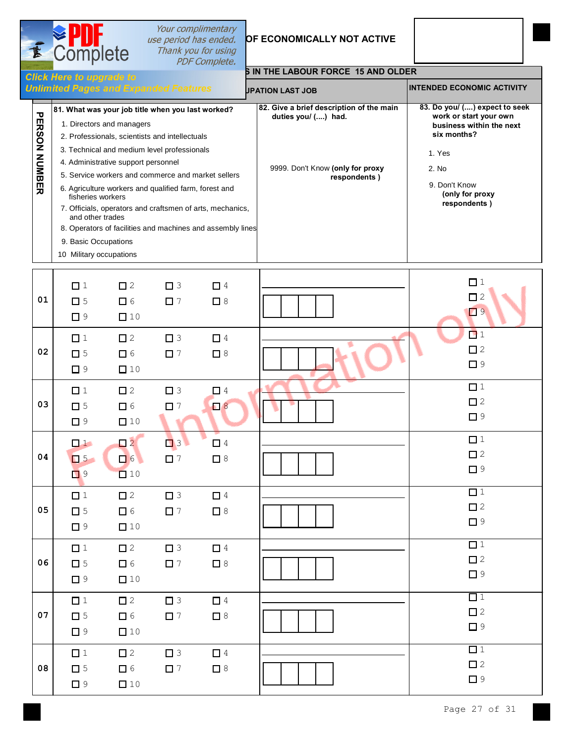## ...OF ECONOMICALLY NOT ACTIVE

### ...S IN THE LABOUR FORCE 15 AND OLDER

| PERSON NUMBER | ...UPATION LAST JOB | | INTENDED ECONOMIC ACTIVITY |
|---|---|---|---|
| | **81. What was your job title when you last worked?**<br>1. Directors and managers<br>2. Professionals, scientists and intellectuals<br>3. Technical and medium level professionals<br>4. Administrative support personnel<br>5. Service workers and commerce and market sellers<br>6. Agriculture workers and qualified farm, forest and fisheries workers<br>7. Officials, operators and craftsmen of arts, mechanics, and other trades<br>8. Operators of facilities and machines and assembly lines<br>9. Basic Occupations<br>10 Military occupations | **82. Give a brief description of the main duties you/ (....) had.**<br>9999. Don't Know **(only for proxy respondents )** | **83. Do you/ (....) expect to seek work or start your own business within the next six months?**<br>1. Yes<br>2. No<br>9. Don't Know **(only for proxy respondents )** |
| 01 | ☐ 1 ☐ 2 ☐ 3 ☐ 4<br>☐ 5 ☐ 6 ☐ 7 ☐ 8<br>☐ 9 ☐ 10 | ______ ☐☐☐☐ | ☐ 1<br>☐ 2<br>☐ 9 |
| 02 | ☐ 1 ☐ 2 ☐ 3 ☐ 4<br>☐ 5 ☐ 6 ☐ 7 ☐ 8<br>☐ 9 ☐ 10 | ______ ☐☐☐☐ | ☐ 1<br>☐ 2<br>☐ 9 |
| 03 | ☐ 1 ☐ 2 ☐ 3 ☐ 4<br>☐ 5 ☐ 6 ☐ 7 ☐ 8<br>☐ 9 ☐ 10 | ______ ☐☐☐☐ | ☐ 1<br>☐ 2<br>☐ 9 |
| 04 | ☐ 1 ☐ 2 ☐ 3 ☐ 4<br>☐ 5 ☐ 6 ☐ 7 ☐ 8<br>☐ 9 ☐ 10 | ______ ☐☐☐☐ | ☐ 1<br>☐ 2<br>☐ 9 |
| 05 | ☐ 1 ☐ 2 ☐ 3 ☐ 4<br>☐ 5 ☐ 6 ☐ 7 ☐ 8<br>☐ 9 ☐ 10 | ______ ☐☐☐☐ | ☐ 1<br>☐ 2<br>☐ 9 |
| 06 | ☐ 1 ☐ 2 ☐ 3 ☐ 4<br>☐ 5 ☐ 6 ☐ 7 ☐ 8<br>☐ 9 ☐ 10 | ______ ☐☐☐☐ | ☐ 1<br>☐ 2<br>☐ 9 |
| 07 | ☐ 1 ☐ 2 ☐ 3 ☐ 4<br>☐ 5 ☐ 6 ☐ 7 ☐ 8<br>☐ 9 ☐ 10 | ______ ☐☐☐☐ | ☐ 1<br>☐ 2<br>☐ 9 |
| 08 | ☐ 1 ☐ 2 ☐ 3 ☐ 4<br>☐ 5 ☐ 6 ☐ 7 ☐ 8<br>☐ 9 ☐ 10 | ______ ☐☐☐☐ | ☐ 1<br>☐ 2<br>☐ 9 |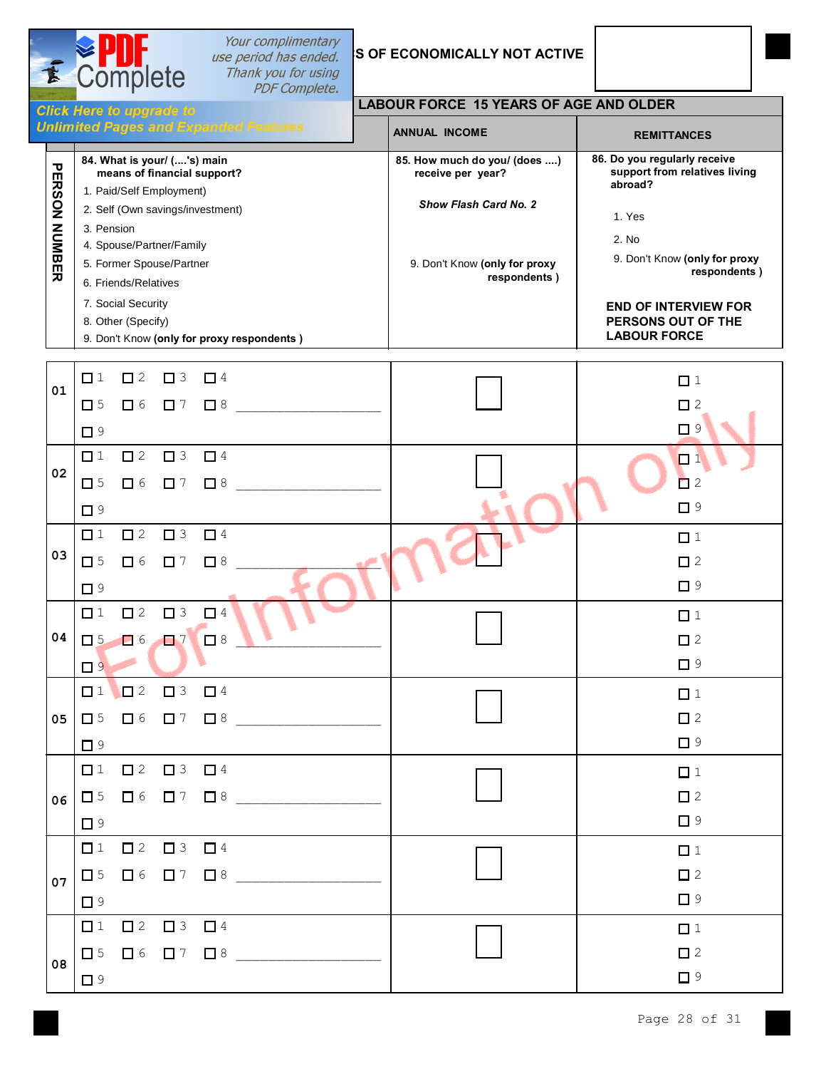## ...S OF ECONOMICALLY NOT ACTIVE

### LABOUR FORCE 15 YEARS OF AGE AND OLDER

| PERSON NUMBER | | ANNUAL INCOME | REMITTANCES |
|---|---|---|---|
| | **84. What is your/ (....'s) main means of financial support?**<br>1. Paid/Self Employment)<br>2. Self (Own savings/investment)<br>3. Pension<br>4. Spouse/Partner/Family<br>5. Former Spouse/Partner<br>6. Friends/Relatives<br>7. Social Security<br>8. Other (Specify)<br>9. Don't Know **(only for proxy respondents )** | **85. How much do you/ (does ....) receive per year?**<br>***Show Flash Card No. 2***<br>9. Don't Know **(only for proxy respondents )** | **86. Do you regularly receive support from relatives living abroad?**<br>1. Yes<br>2. No<br>9. Don't Know **(only for proxy respondents )**<br>**END OF INTERVIEW FOR PERSONS OUT OF THE LABOUR FORCE** |
| 01 | ☐ 1 ☐ 2 ☐ 3 ☐ 4<br>☐ 5 ☐ 6 ☐ 7 ☐ 8 ____________________<br>☐ 9 | ☐ | ☐ 1<br>☐ 2<br>☐ 9 |
| 02 | ☐ 1 ☐ 2 ☐ 3 ☐ 4<br>☐ 5 ☐ 6 ☐ 7 ☐ 8 ____________________<br>☐ 9 | ☐ | ☐ 1<br>☐ 2<br>☐ 9 |
| 03 | ☐ 1 ☐ 2 ☐ 3 ☐ 4<br>☐ 5 ☐ 6 ☐ 7 ☐ 8 ____________________<br>☐ 9 | ☐ | ☐ 1<br>☐ 2<br>☐ 9 |
| 04 | ☐ 1 ☐ 2 ☐ 3 ☐ 4<br>☐ 5 ☐ 6 ☐ 7 ☐ 8 ____________________<br>☐ 9 | ☐ | ☐ 1<br>☐ 2<br>☐ 9 |
| 05 | ☐ 1 ☐ 2 ☐ 3 ☐ 4<br>☐ 5 ☐ 6 ☐ 7 ☐ 8 ____________________<br>☐ 9 | ☐ | ☐ 1<br>☐ 2<br>☐ 9 |
| 06 | ☐ 1 ☐ 2 ☐ 3 ☐ 4<br>☐ 5 ☐ 6 ☐ 7 ☐ 8 ____________________<br>☐ 9 | ☐ | ☐ 1<br>☐ 2<br>☐ 9 |
| 07 | ☐ 1 ☐ 2 ☐ 3 ☐ 4<br>☐ 5 ☐ 6 ☐ 7 ☐ 8 ____________________<br>☐ 9 | ☐ | ☐ 1<br>☐ 2<br>☐ 9 |
| 08 | ☐ 1 ☐ 2 ☐ 3 ☐ 4<br>☐ 5 ☐ 6 ☐ 7 ☐ 8 ____________________<br>☐ 9 | ☐ | ☐ 1<br>☐ 2<br>☐ 9 |

For Information only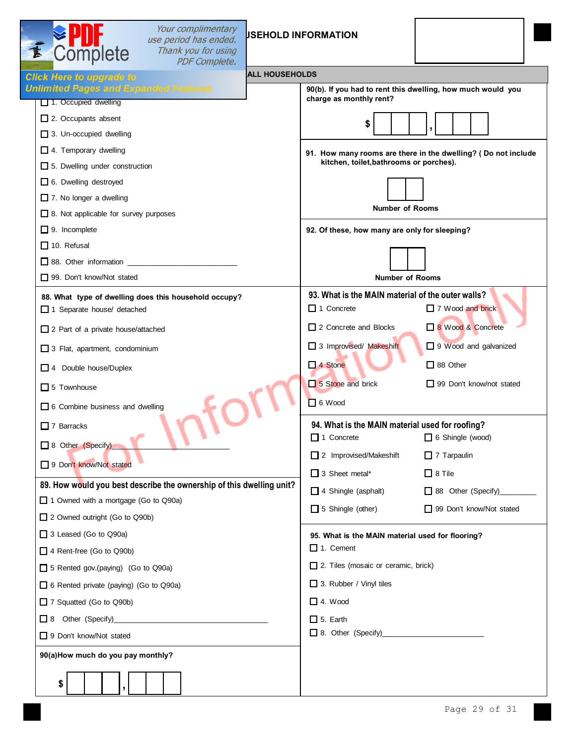## ...USEHOLD INFORMATION

### ALL HOUSEHOLDS

☐ 1. Occupied dwelling

☐ 2. Occupants absent

☐ 3. Un-occupied dwelling

☐ 4. Temporary dwelling

☐ 5. Dwelling under construction

☐ 6. Dwelling destroyed

☐ 7. No longer a dwelling

☐ 8. Not applicable for survey purposes

☐ 9. Incomplete

☐ 10. Refusal

☐ 88. Other information ______________________

☐ 99. Don't know/Not stated

**88. What type of dwelling does this household occupy?**

☐ 1 Separate house/ detached

☐ 2 Part of a private house/attached

☐ 3 Flat, apartment, condominium

☐ 4 Double house/Duplex

☐ 5 Townhouse

☐ 6 Combine business and dwelling

☐ 7 Barracks

☐ 8 Other (Specify)______________________

☐ 9 Don't know/Not stated

**89. How would you best describe the ownership of this dwelling unit?**

☐ 1 Owned with a mortgage (Go to Q90a)

☐ 2 Owned outright (Go to Q90b)

☐ 3 Leased (Go to Q90a)

☐ 4 Rent-free (Go to Q90b)

☐ 5 Rented gov.(paying) (Go to Q90a)

☐ 6 Rented private (paying) (Go to Q90a)

☐ 7 Squatted (Go to Q90b)

☐ 8 Other (Specify)______________________

☐ 9 Don't know/Not stated

**90(a)How much do you pay monthly?**

$ ☐☐☐ , ☐☐☐

**90(b). If you had to rent this dwelling, how much would you charge as monthly rent?**

$ ☐☐☐ , ☐☐☐

**91. How many rooms are there in the dwelling? ( Do not include kitchen, toilet,bathrooms or porches).**

☐☐

**Number of Rooms**

**92. Of these, how many are only for sleeping?**

☐☐

**Number of Rooms**

**93. What is the MAIN material of the outer walls?**

☐ 1 Concrete

☐ 2 Concrete and Blocks

☐ 3 Improvised/ Makeshift

☐ 4 Stone

☐ 5 Stone and brick

☐ 6 Wood

☐ 7 Wood and brick

☐ 8 Wood & Concrete

☐ 9 Wood and galvanized

☐ 88 Other

☐ 99 Don't know/not stated

**94. What is the MAIN material used for roofing?**

☐ 1 Concrete

☐ 2 Improvised/Makeshift

☐ 3 Sheet metal*

☐ 4 Shingle (asphalt)

☐ 5 Shingle (other)

☐ 6 Shingle (wood)

☐ 7 Tarpaulin

☐ 8 Tile

☐ 88 Other (Specify)__________

☐ 99 Don't know/Not stated

**95. What is the MAIN material used for flooring?**

☐ 1. Cement

☐ 2. Tiles (mosaic or ceramic, brick)

☐ 3. Rubber / Vinyl tiles

☐ 4. Wood

☐ 5. Earth

☐ 8. Other (Specify)______________________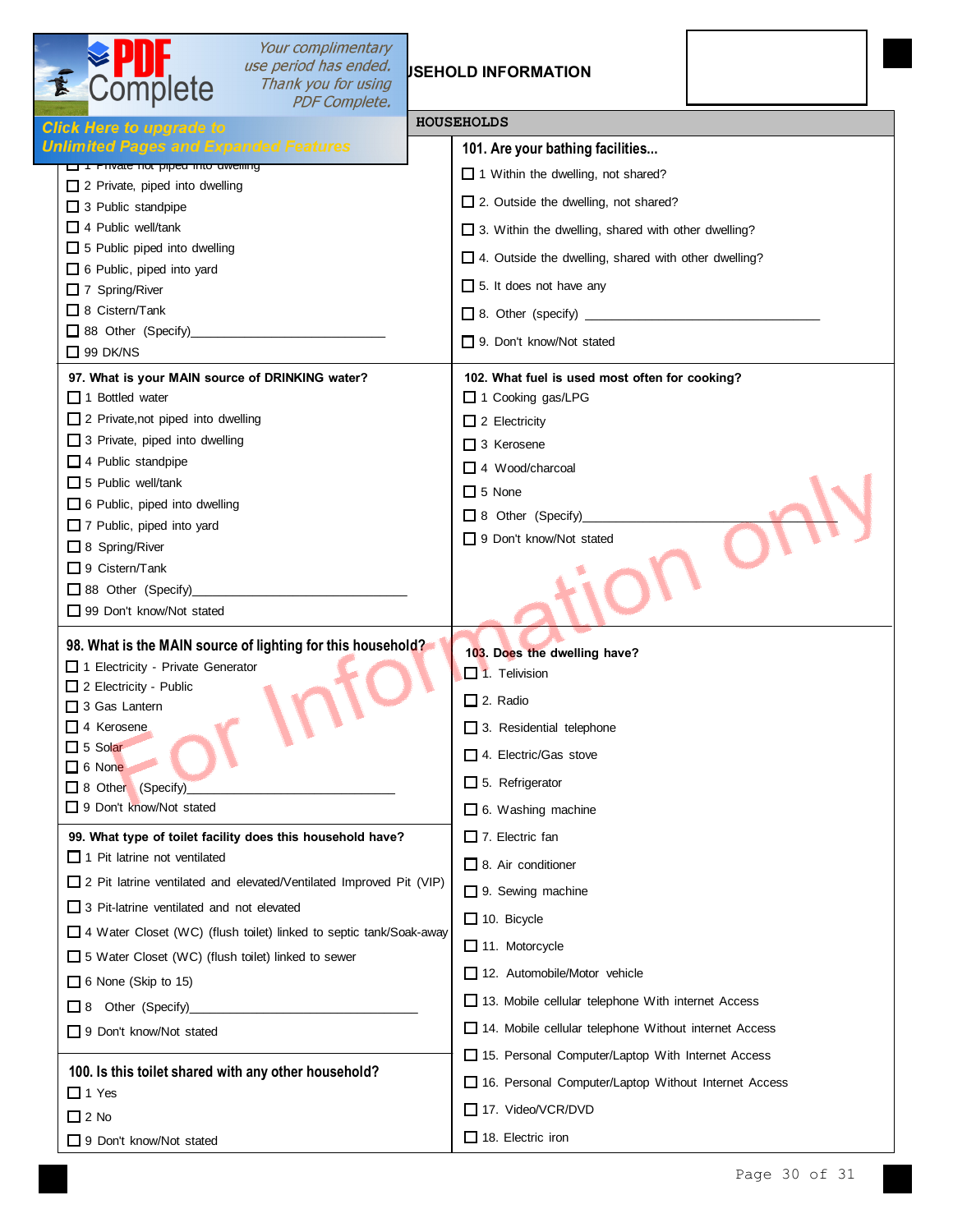## ...USEHOLD INFORMATION

### HOUSEHOLDS

☐ 1 Private not piped into dwelling
☐ 2 Private, piped into dwelling
☐ 3 Public standpipe
☐ 4 Public well/tank
☐ 5 Public piped into dwelling
☐ 6 Public, piped into yard
☐ 7 Spring/River
☐ 8 Cistern/Tank
☐ 88 Other (Specify)________________________
☐ 99 DK/NS

**97. What is your MAIN source of DRINKING water?**

☐ 1 Bottled water
☐ 2 Private,not piped into dwelling
☐ 3 Private, piped into dwelling
☐ 4 Public standpipe
☐ 5 Public well/tank
☐ 6 Public, piped into dwelling
☐ 7 Public, piped into yard
☐ 8 Spring/River
☐ 9 Cistern/Tank
☐ 88 Other (Specify)________________________
☐ 99 Don't know/Not stated

**98. What is the MAIN source of lighting for this household?**

☐ 1 Electricity - Private Generator
☐ 2 Electricity - Public
☐ 3 Gas Lantern
☐ 4 Kerosene
☐ 5 Solar
☐ 6 None
☐ 8 Other (Specify)________________________
☐ 9 Don't know/Not stated

**99. What type of toilet facility does this household have?**

☐ 1 Pit latrine not ventilated
☐ 2 Pit latrine ventilated and elevated/Ventilated Improved Pit (VIP)
☐ 3 Pit-latrine ventilated and not elevated
☐ 4 Water Closet (WC) (flush toilet) linked to septic tank/Soak-away
☐ 5 Water Closet (WC) (flush toilet) linked to sewer
☐ 6 None (Skip to 15)
☐ 8 Other (Specify)________________________
☐ 9 Don't know/Not stated

**100. Is this toilet shared with any other household?**

☐ 1 Yes
☐ 2 No
☐ 9 Don't know/Not stated

**101. Are your bathing facilities...**

☐ 1 Within the dwelling, not shared?
☐ 2. Outside the dwelling, not shared?
☐ 3. Within the dwelling, shared with other dwelling?
☐ 4. Outside the dwelling, shared with other dwelling?
☐ 5. It does not have any
☐ 8. Other (specify) ________________________
☐ 9. Don't know/Not stated

**102. What fuel is used most often for cooking?**

☐ 1 Cooking gas/LPG
☐ 2 Electricity
☐ 3 Kerosene
☐ 4 Wood/charcoal
☐ 5 None
☐ 8 Other (Specify)________________________
☐ 9 Don't know/Not stated

**103. Does the dwelling have?**

☐ 1. Television
☐ 2. Radio
☐ 3. Residential telephone
☐ 4. Electric/Gas stove
☐ 5. Refrigerator
☐ 6. Washing machine
☐ 7. Electric fan
☐ 8. Air conditioner
☐ 9. Sewing machine
☐ 10. Bicycle
☐ 11. Motorcycle
☐ 12. Automobile/Motor vehicle
☐ 13. Mobile cellular telephone With internet Access
☐ 14. Mobile cellular telephone Without internet Access
☐ 15. Personal Computer/Laptop With Internet Access
☐ 16. Personal Computer/Laptop Without Internet Access
☐ 17. Video/VCR/DVD
☐ 18. Electric iron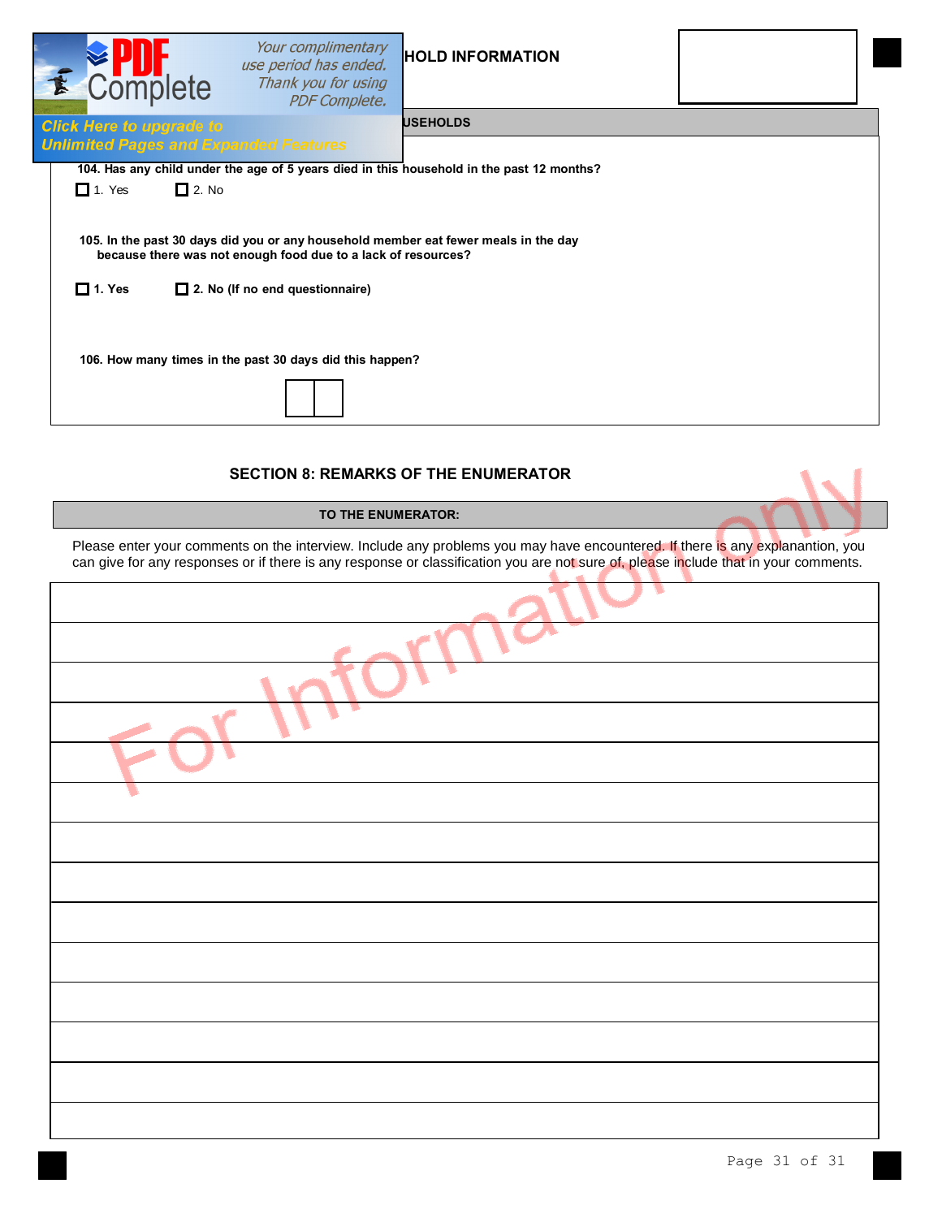## HOLD INFORMATION

USEHOLDS

**104. Has any child under the age of 5 years died in this household in the past 12 months?**

☐ 1. Yes ☐ 2. No

**105. In the past 30 days did you or any household member eat fewer meals in the day because there was not enough food due to a lack of resources?**

☐ **1. Yes** ☐ **2. No (If no end questionnaire)**

**106. How many times in the past 30 days did this happen?**

☐☐

## SECTION 8: REMARKS OF THE ENUMERATOR

**TO THE ENUMERATOR:**

Please enter your comments on the interview. Include any problems you may have encountered. If there is any explanantion, you can give for any responses or if there is any response or classification you are not sure of, please include that in your comments.

| |
|---|
| |
| |
| |
| |
| |
| |
| |
| |
| |
| |
| |
| |
| |